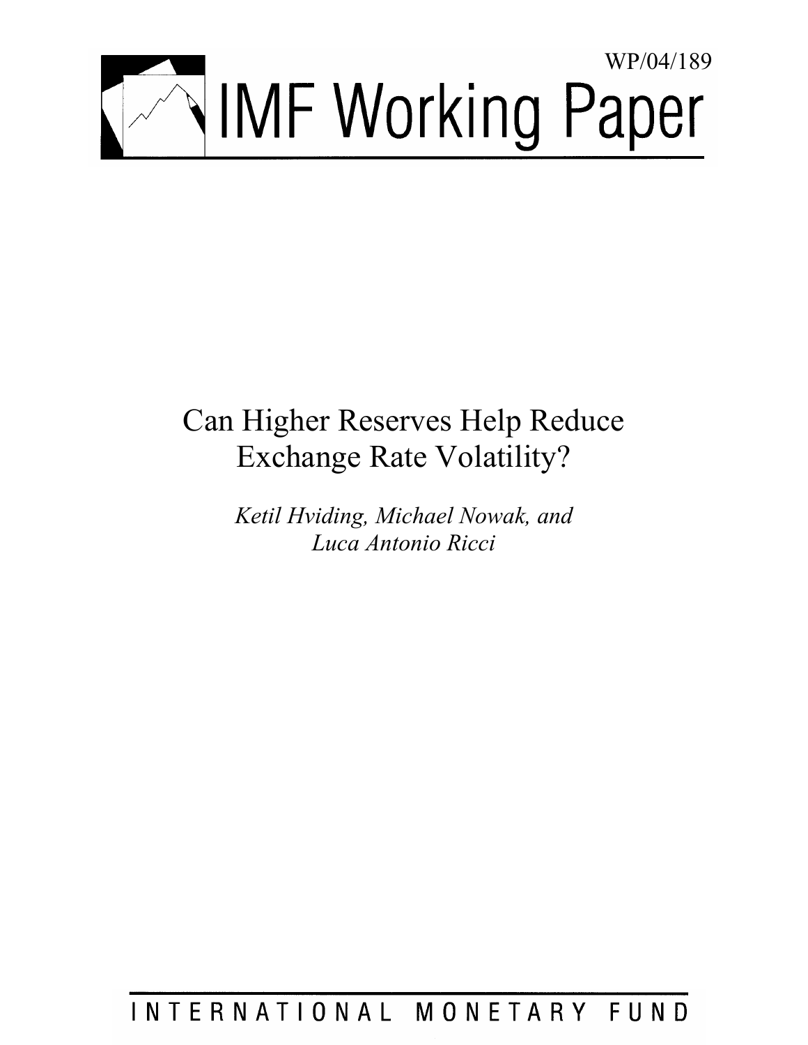WP/04/189

# IMF Working Paper

## Can Higher Reserves Help Reduce Exchange Rate Volatility?

*Ketil Hviding, Michael Nowak, and Luca Antonio Ricci*

INTERNATIONAL MONETARY FUND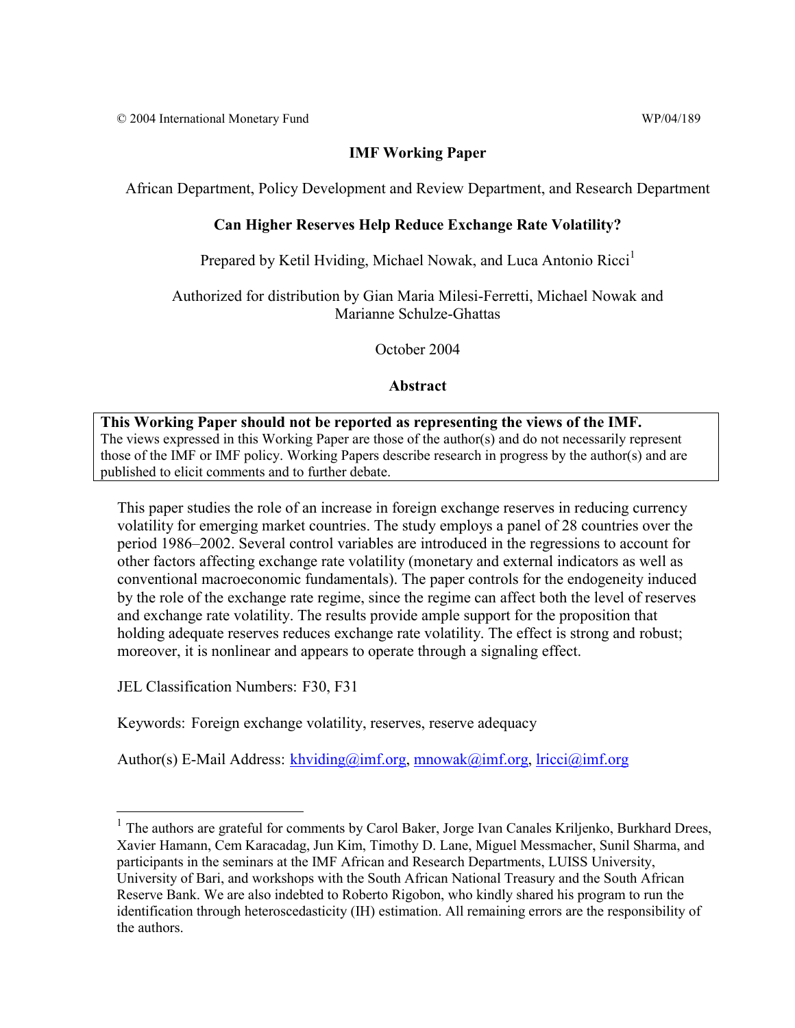© 2004 International Monetary Fund WP/04/189

**IMF Working Paper**

African Department, Policy Development and Review Department, and Research Department

**Can Higher Reserves Help Reduce Exchange Rate Volatility?**

Prepared by Ketil Hviding, Michael Nowak, and Luca Antonio Ricci[1]

Authorized for distribution by Gian Maria Milesi-Ferretti, Michael Nowak and Marianne Schulze-Ghattas

October 2004

**Abstract**

**This Working Paper should not be reported as representing the views of the IMF.**
The views expressed in this Working Paper are those of the author(s) and do not necessarily represent those of the IMF or IMF policy. Working Papers describe research in progress by the author(s) and are published to elicit comments and to further debate.

This paper studies the role of an increase in foreign exchange reserves in reducing currency volatility for emerging market countries. The study employs a panel of 28 countries over the period 1986–2002. Several control variables are introduced in the regressions to account for other factors affecting exchange rate volatility (monetary and external indicators as well as conventional macroeconomic fundamentals). The paper controls for the endogeneity induced by the role of the exchange rate regime, since the regime can affect both the level of reserves and exchange rate volatility. The results provide ample support for the proposition that holding adequate reserves reduces exchange rate volatility. The effect is strong and robust; moreover, it is nonlinear and appears to operate through a signaling effect.

JEL Classification Numbers: F30, F31

Keywords: Foreign exchange volatility, reserves, reserve adequacy

Author(s) E-Mail Address: khviding@imf.org, mnowak@imf.org, lricci@imf.org

[1] The authors are grateful for comments by Carol Baker, Jorge Ivan Canales Kriljenko, Burkhard Drees, Xavier Hamann, Cem Karacadag, Jun Kim, Timothy D. Lane, Miguel Messmacher, Sunil Sharma, and participants in the seminars at the IMF African and Research Departments, LUISS University, University of Bari, and workshops with the South African National Treasury and the South African Reserve Bank. We are also indebted to Roberto Rigobon, who kindly shared his program to run the identification through heteroscedasticity (IH) estimation. All remaining errors are the responsibility of the authors.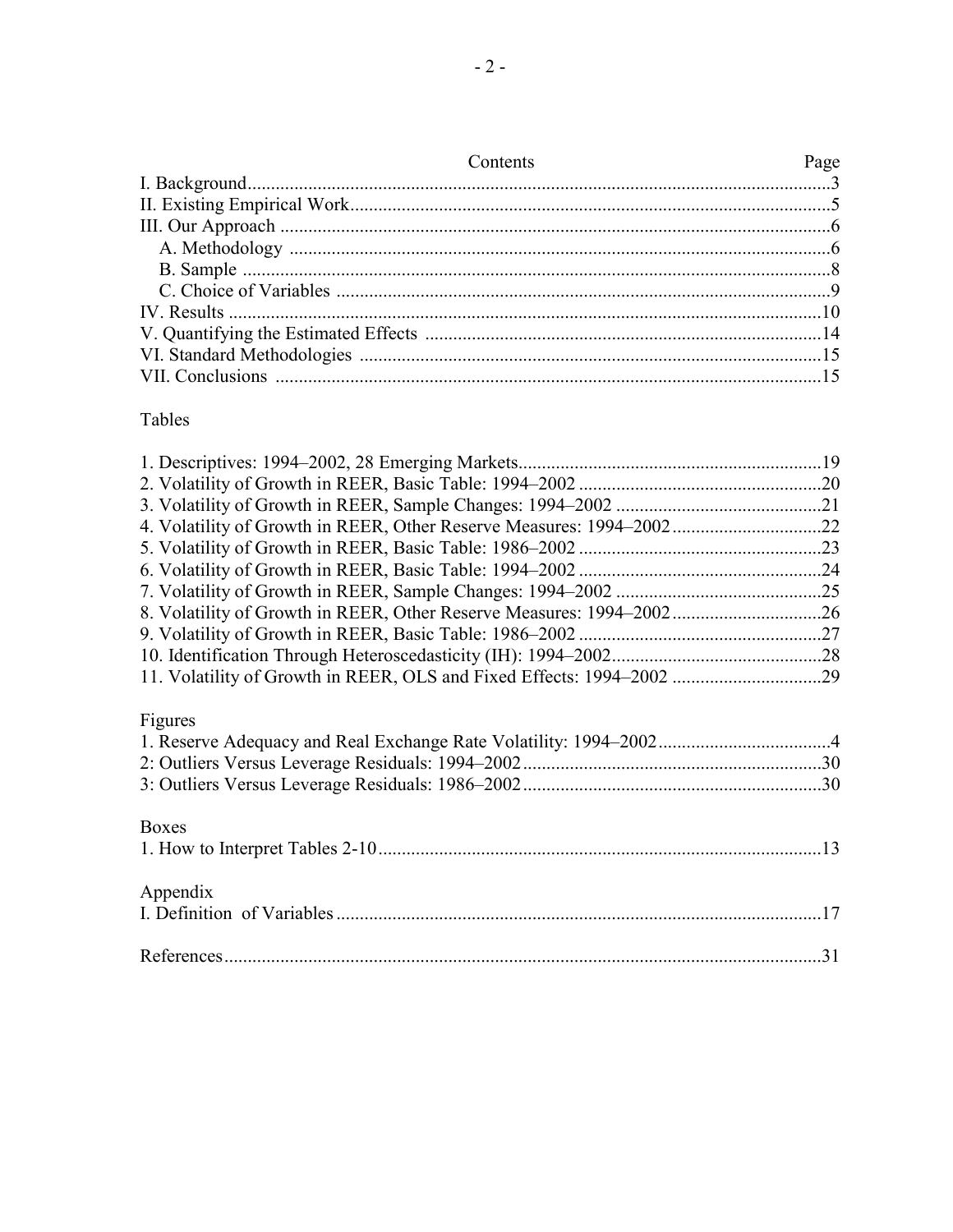## Contents

| | Page |
|---|---|
| I. Background | 3 |
| II. Existing Empirical Work | 5 |
| III. Our Approach | 6 |
| A. Methodology | 6 |
| B. Sample | 8 |
| C. Choice of Variables | 9 |
| IV. Results | 10 |
| V. Quantifying the Estimated Effects | 14 |
| VI. Standard Methodologies | 15 |
| VII. Conclusions | 15 |

### Tables

| | |
|---|---|
| 1. Descriptives: 1994–2002, 28 Emerging Markets | 19 |
| 2. Volatility of Growth in REER, Basic Table: 1994–2002 | 20 |
| 3. Volatility of Growth in REER, Sample Changes: 1994–2002 | 21 |
| 4. Volatility of Growth in REER, Other Reserve Measures: 1994–2002 | 22 |
| 5. Volatility of Growth in REER, Basic Table: 1986–2002 | 23 |
| 6. Volatility of Growth in REER, Basic Table: 1994–2002 | 24 |
| 7. Volatility of Growth in REER, Sample Changes: 1994–2002 | 25 |
| 8. Volatility of Growth in REER, Other Reserve Measures: 1994–2002 | 26 |
| 9. Volatility of Growth in REER, Basic Table: 1986–2002 | 27 |
| 10. Identification Through Heteroscedasticity (IH): 1994–2002 | 28 |
| 11. Volatility of Growth in REER, OLS and Fixed Effects: 1994–2002 | 29 |

### Figures

| | |
|---|---|
| 1. Reserve Adequacy and Real Exchange Rate Volatility: 1994–2002 | 4 |
| 2: Outliers Versus Leverage Residuals: 1994–2002 | 30 |
| 3: Outliers Versus Leverage Residuals: 1986–2002 | 30 |

### Boxes

| | |
|---|---|
| 1. How to Interpret Tables 2-10 | 13 |

### Appendix

| | |
|---|---|
| I. Definition of Variables | 17 |

| | |
|---|---|
| References | 31 |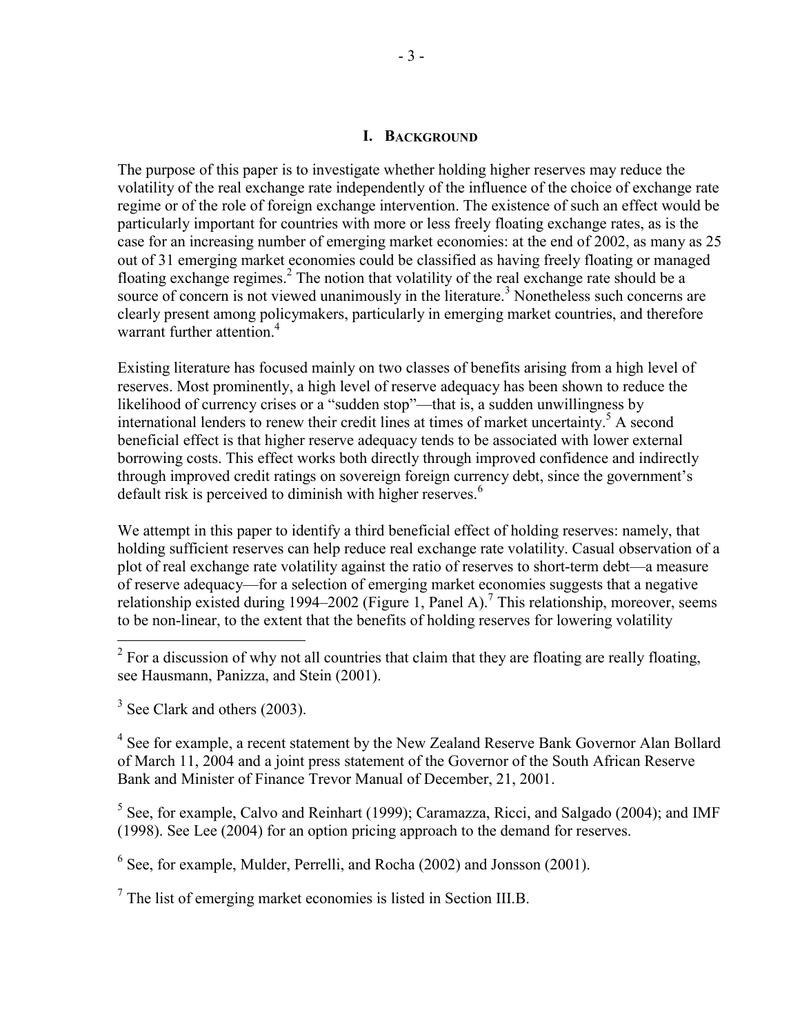## I. BACKGROUND

The purpose of this paper is to investigate whether holding higher reserves may reduce the volatility of the real exchange rate independently of the influence of the choice of exchange rate regime or of the role of foreign exchange intervention. The existence of such an effect would be particularly important for countries with more or less freely floating exchange rates, as is the case for an increasing number of emerging market economies: at the end of 2002, as many as 25 out of 31 emerging market economies could be classified as having freely floating or managed floating exchange regimes.[2] The notion that volatility of the real exchange rate should be a source of concern is not viewed unanimously in the literature.[3] Nonetheless such concerns are clearly present among policymakers, particularly in emerging market countries, and therefore warrant further attention.[4]

Existing literature has focused mainly on two classes of benefits arising from a high level of reserves. Most prominently, a high level of reserve adequacy has been shown to reduce the likelihood of currency crises or a "sudden stop"—that is, a sudden unwillingness by international lenders to renew their credit lines at times of market uncertainty.[5] A second beneficial effect is that higher reserve adequacy tends to be associated with lower external borrowing costs. This effect works both directly through improved confidence and indirectly through improved credit ratings on sovereign foreign currency debt, since the government's default risk is perceived to diminish with higher reserves.[6]

We attempt in this paper to identify a third beneficial effect of holding reserves: namely, that holding sufficient reserves can help reduce real exchange rate volatility. Casual observation of a plot of real exchange rate volatility against the ratio of reserves to short-term debt—a measure of reserve adequacy—for a selection of emerging market economies suggests that a negative relationship existed during 1994–2002 (Figure 1, Panel A).[7] This relationship, moreover, seems to be non-linear, to the extent that the benefits of holding reserves for lowering volatility

---

[2] For a discussion of why not all countries that claim that they are floating are really floating, see Hausmann, Panizza, and Stein (2001).

[3] See Clark and others (2003).

[4] See for example, a recent statement by the New Zealand Reserve Bank Governor Alan Bollard of March 11, 2004 and a joint press statement of the Governor of the South African Reserve Bank and Minister of Finance Trevor Manual of December, 21, 2001.

[5] See, for example, Calvo and Reinhart (1999); Caramazza, Ricci, and Salgado (2004); and IMF (1998). See Lee (2004) for an option pricing approach to the demand for reserves.

[6] See, for example, Mulder, Perrelli, and Rocha (2002) and Jonsson (2001).

[7] The list of emerging market economies is listed in Section III.B.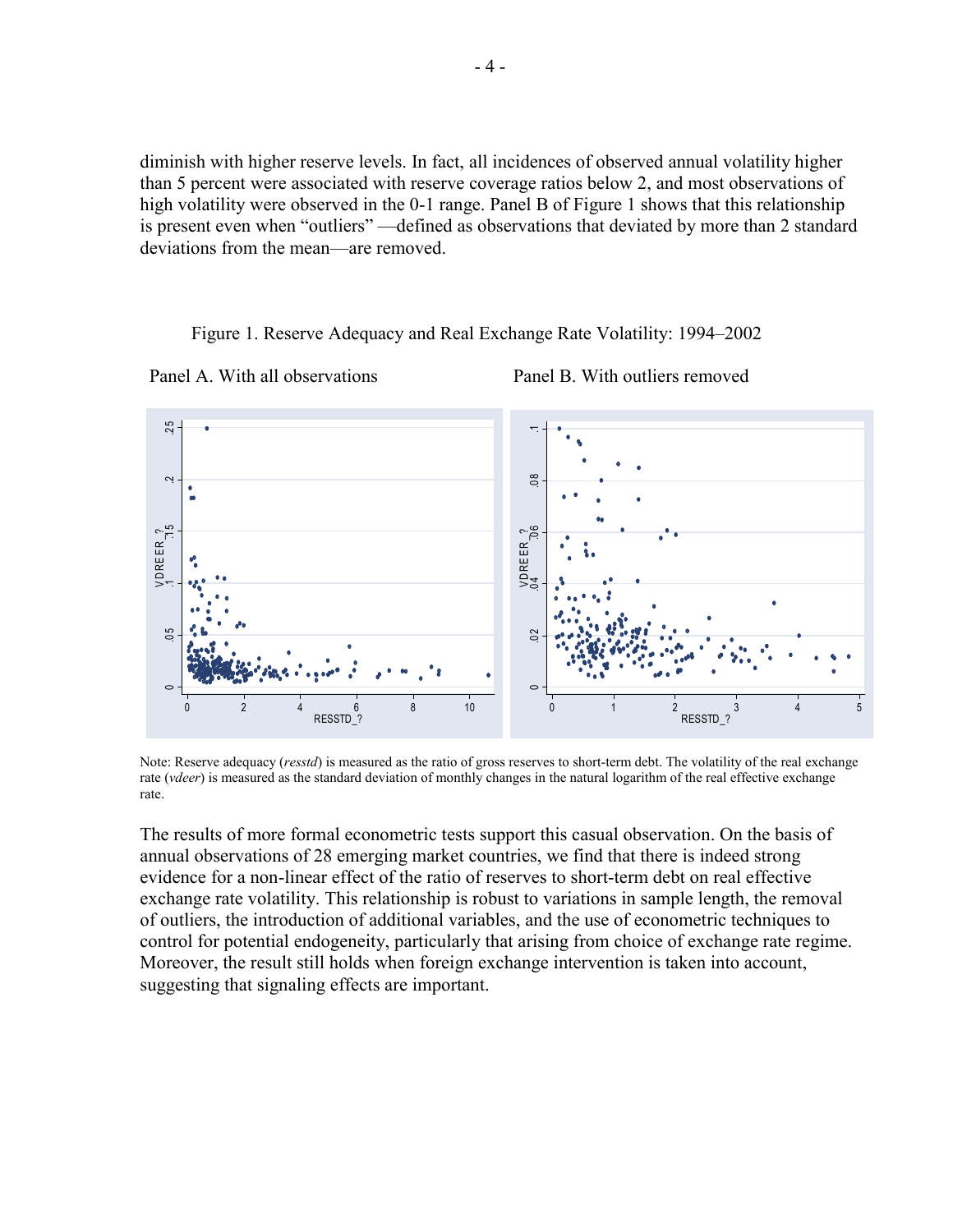diminish with higher reserve levels. In fact, all incidences of observed annual volatility higher than 5 percent were associated with reserve coverage ratios below 2, and most observations of high volatility were observed in the 0-1 range. Panel B of Figure 1 shows that this relationship is present even when "outliers" —defined as observations that deviated by more than 2 standard deviations from the mean—are removed.

Figure 1. Reserve Adequacy and Real Exchange Rate Volatility: 1994–2002

Panel A. With all observations

Panel B. With outliers removed

Note: Reserve adequacy (*resstd*) is measured as the ratio of gross reserves to short-term debt. The volatility of the real exchange rate (*vdeer*) is measured as the standard deviation of monthly changes in the natural logarithm of the real effective exchange rate.

The results of more formal econometric tests support this casual observation. On the basis of annual observations of 28 emerging market countries, we find that there is indeed strong evidence for a non-linear effect of the ratio of reserves to short-term debt on real effective exchange rate volatility. This relationship is robust to variations in sample length, the removal of outliers, the introduction of additional variables, and the use of econometric techniques to control for potential endogeneity, particularly that arising from choice of exchange rate regime. Moreover, the result still holds when foreign exchange intervention is taken into account, suggesting that signaling effects are important.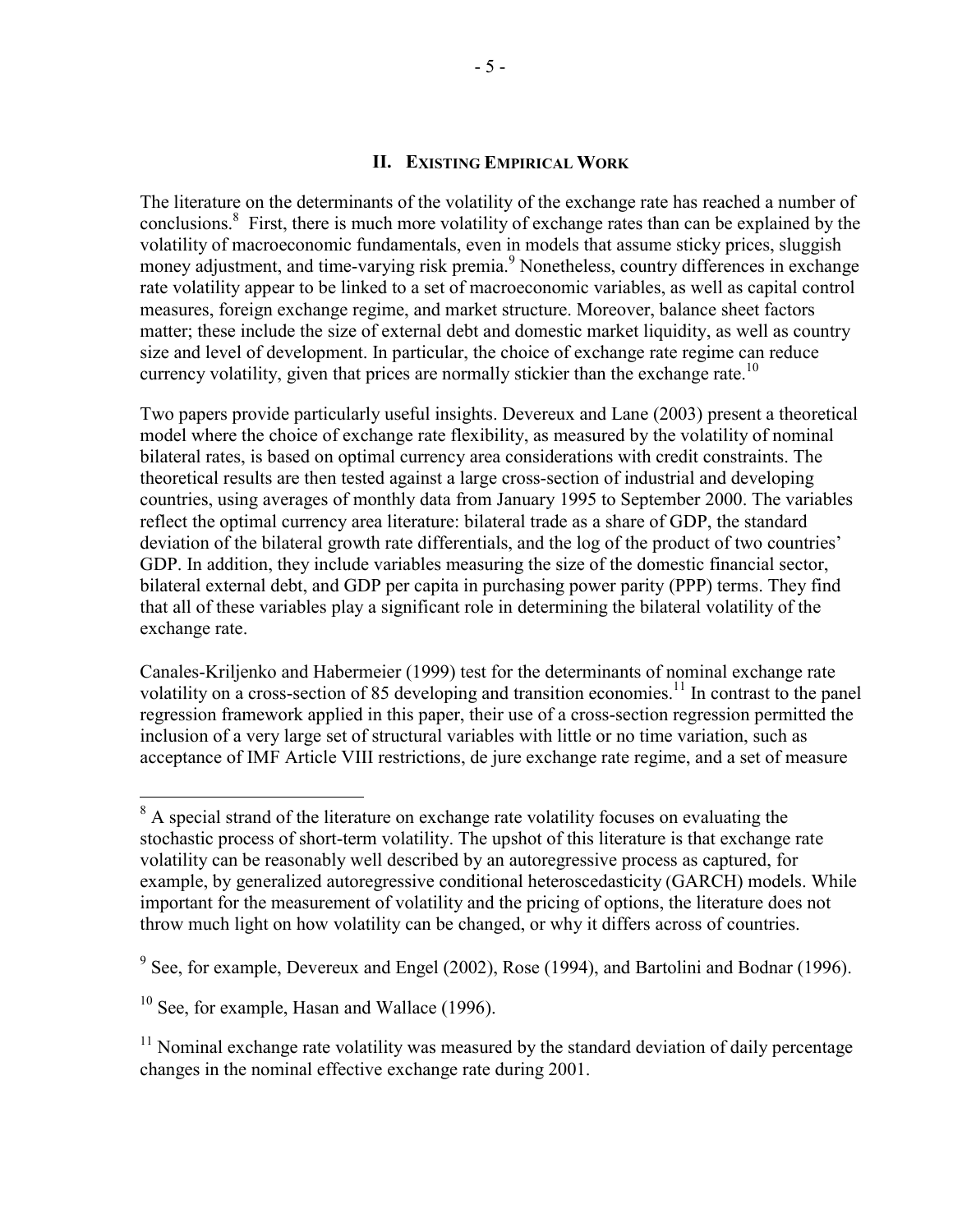## II. Existing Empirical Work

The literature on the determinants of the volatility of the exchange rate has reached a number of conclusions.[8] First, there is much more volatility of exchange rates than can be explained by the volatility of macroeconomic fundamentals, even in models that assume sticky prices, sluggish money adjustment, and time-varying risk premia.[9] Nonetheless, country differences in exchange rate volatility appear to be linked to a set of macroeconomic variables, as well as capital control measures, foreign exchange regime, and market structure. Moreover, balance sheet factors matter; these include the size of external debt and domestic market liquidity, as well as country size and level of development. In particular, the choice of exchange rate regime can reduce currency volatility, given that prices are normally stickier than the exchange rate.[10]

Two papers provide particularly useful insights. Devereux and Lane (2003) present a theoretical model where the choice of exchange rate flexibility, as measured by the volatility of nominal bilateral rates, is based on optimal currency area considerations with credit constraints. The theoretical results are then tested against a large cross-section of industrial and developing countries, using averages of monthly data from January 1995 to September 2000. The variables reflect the optimal currency area literature: bilateral trade as a share of GDP, the standard deviation of the bilateral growth rate differentials, and the log of the product of two countries' GDP. In addition, they include variables measuring the size of the domestic financial sector, bilateral external debt, and GDP per capita in purchasing power parity (PPP) terms. They find that all of these variables play a significant role in determining the bilateral volatility of the exchange rate.

Canales-Kriljenko and Habermeier (1999) test for the determinants of nominal exchange rate volatility on a cross-section of 85 developing and transition economies.[11] In contrast to the panel regression framework applied in this paper, their use of a cross-section regression permitted the inclusion of a very large set of structural variables with little or no time variation, such as acceptance of IMF Article VIII restrictions, de jure exchange rate regime, and a set of measure

---

[8] A special strand of the literature on exchange rate volatility focuses on evaluating the stochastic process of short-term volatility. The upshot of this literature is that exchange rate volatility can be reasonably well described by an autoregressive process as captured, for example, by generalized autoregressive conditional heteroscedasticity (GARCH) models. While important for the measurement of volatility and the pricing of options, the literature does not throw much light on how volatility can be changed, or why it differs across of countries.

[9] See, for example, Devereux and Engel (2002), Rose (1994), and Bartolini and Bodnar (1996).

[10] See, for example, Hasan and Wallace (1996).

[11] Nominal exchange rate volatility was measured by the standard deviation of daily percentage changes in the nominal effective exchange rate during 2001.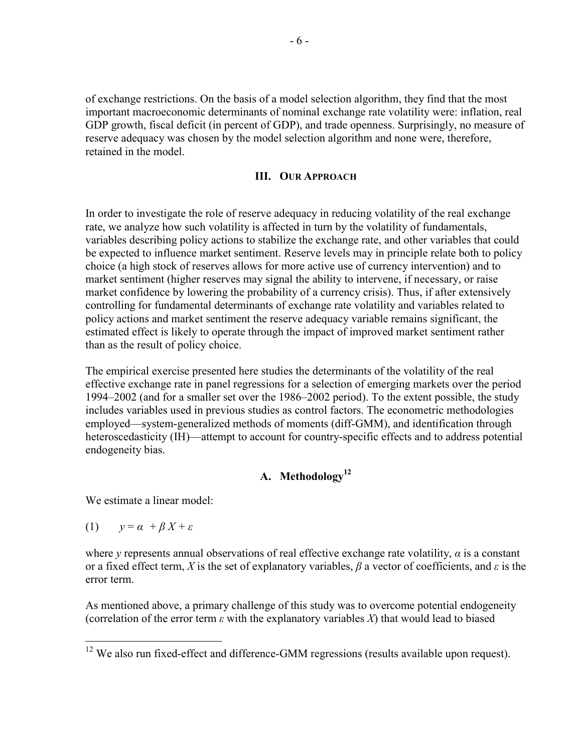of exchange restrictions. On the basis of a model selection algorithm, they find that the most important macroeconomic determinants of nominal exchange rate volatility were: inflation, real GDP growth, fiscal deficit (in percent of GDP), and trade openness. Surprisingly, no measure of reserve adequacy was chosen by the model selection algorithm and none were, therefore, retained in the model.

## III. Our Approach

In order to investigate the role of reserve adequacy in reducing volatility of the real exchange rate, we analyze how such volatility is affected in turn by the volatility of fundamentals, variables describing policy actions to stabilize the exchange rate, and other variables that could be expected to influence market sentiment. Reserve levels may in principle relate both to policy choice (a high stock of reserves allows for more active use of currency intervention) and to market sentiment (higher reserves may signal the ability to intervene, if necessary, or raise market confidence by lowering the probability of a currency crisis). Thus, if after extensively controlling for fundamental determinants of exchange rate volatility and variables related to policy actions and market sentiment the reserve adequacy variable remains significant, the estimated effect is likely to operate through the impact of improved market sentiment rather than as the result of policy choice.

The empirical exercise presented here studies the determinants of the volatility of the real effective exchange rate in panel regressions for a selection of emerging markets over the period 1994–2002 (and for a smaller set over the 1986–2002 period). To the extent possible, the study includes variables used in previous studies as control factors. The econometric methodologies employed—system-generalized methods of moments (diff-GMM), and identification through heteroscedasticity (IH)—attempt to account for country-specific effects and to address potential endogeneity bias.

### A. Methodology[12]

We estimate a linear model:

$$(1) \qquad y = \alpha + \beta X + \varepsilon$$

where $y$ represents annual observations of real effective exchange rate volatility, $\alpha$ is a constant or a fixed effect term, $X$ is the set of explanatory variables, $\beta$ a vector of coefficients, and $\varepsilon$ is the error term.

As mentioned above, a primary challenge of this study was to overcome potential endogeneity (correlation of the error term $\varepsilon$ with the explanatory variables $X$) that would lead to biased

[12] We also run fixed-effect and difference-GMM regressions (results available upon request).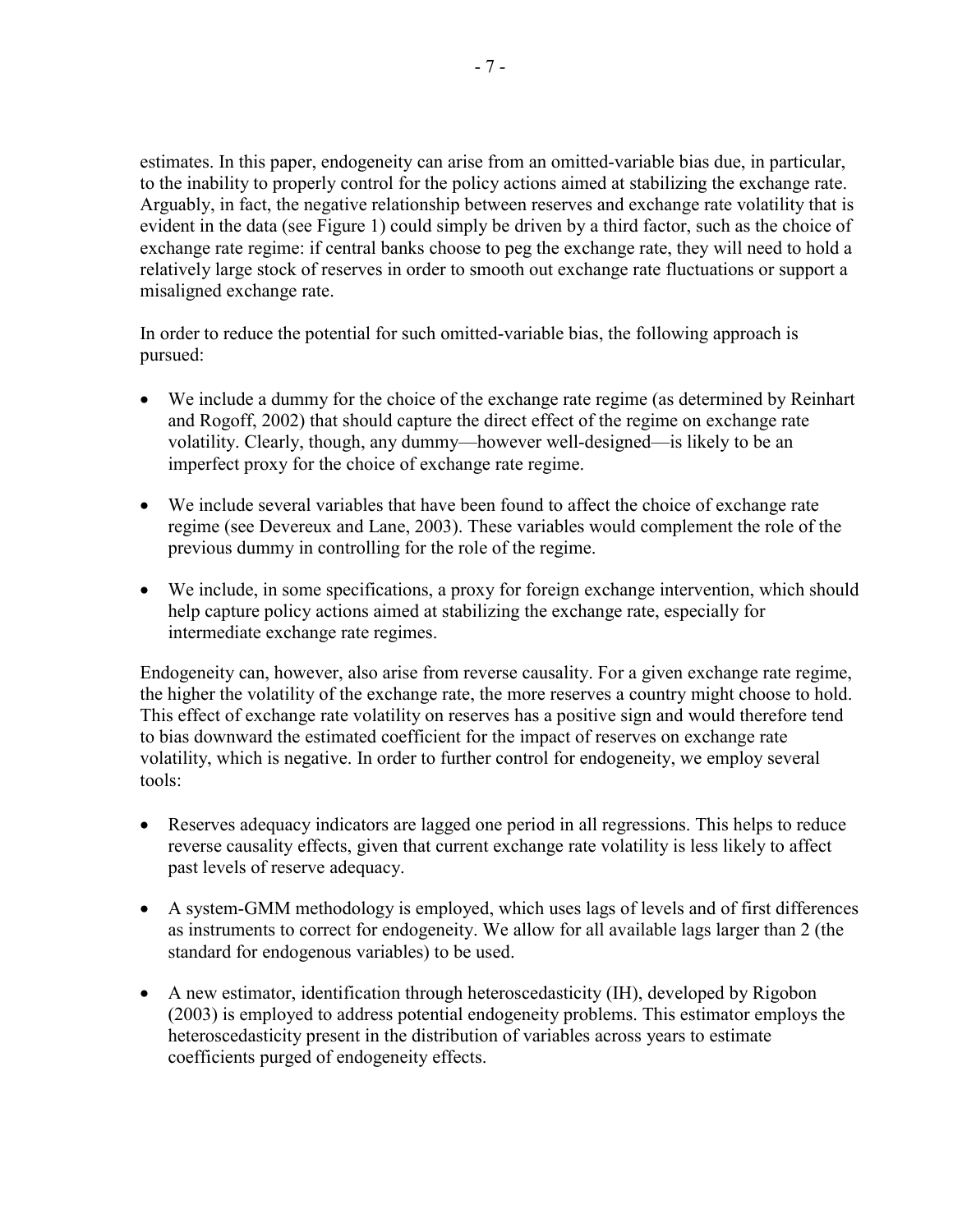estimates. In this paper, endogeneity can arise from an omitted-variable bias due, in particular, to the inability to properly control for the policy actions aimed at stabilizing the exchange rate. Arguably, in fact, the negative relationship between reserves and exchange rate volatility that is evident in the data (see Figure 1) could simply be driven by a third factor, such as the choice of exchange rate regime: if central banks choose to peg the exchange rate, they will need to hold a relatively large stock of reserves in order to smooth out exchange rate fluctuations or support a misaligned exchange rate.

In order to reduce the potential for such omitted-variable bias, the following approach is pursued:

- We include a dummy for the choice of the exchange rate regime (as determined by Reinhart and Rogoff, 2002) that should capture the direct effect of the regime on exchange rate volatility. Clearly, though, any dummy—however well-designed—is likely to be an imperfect proxy for the choice of exchange rate regime.
- We include several variables that have been found to affect the choice of exchange rate regime (see Devereux and Lane, 2003). These variables would complement the role of the previous dummy in controlling for the role of the regime.
- We include, in some specifications, a proxy for foreign exchange intervention, which should help capture policy actions aimed at stabilizing the exchange rate, especially for intermediate exchange rate regimes.

Endogeneity can, however, also arise from reverse causality. For a given exchange rate regime, the higher the volatility of the exchange rate, the more reserves a country might choose to hold. This effect of exchange rate volatility on reserves has a positive sign and would therefore tend to bias downward the estimated coefficient for the impact of reserves on exchange rate volatility, which is negative. In order to further control for endogeneity, we employ several tools:

- Reserves adequacy indicators are lagged one period in all regressions. This helps to reduce reverse causality effects, given that current exchange rate volatility is less likely to affect past levels of reserve adequacy.
- A system-GMM methodology is employed, which uses lags of levels and of first differences as instruments to correct for endogeneity. We allow for all available lags larger than 2 (the standard for endogenous variables) to be used.
- A new estimator, identification through heteroscedasticity (IH), developed by Rigobon (2003) is employed to address potential endogeneity problems. This estimator employs the heteroscedasticity present in the distribution of variables across years to estimate coefficients purged of endogeneity effects.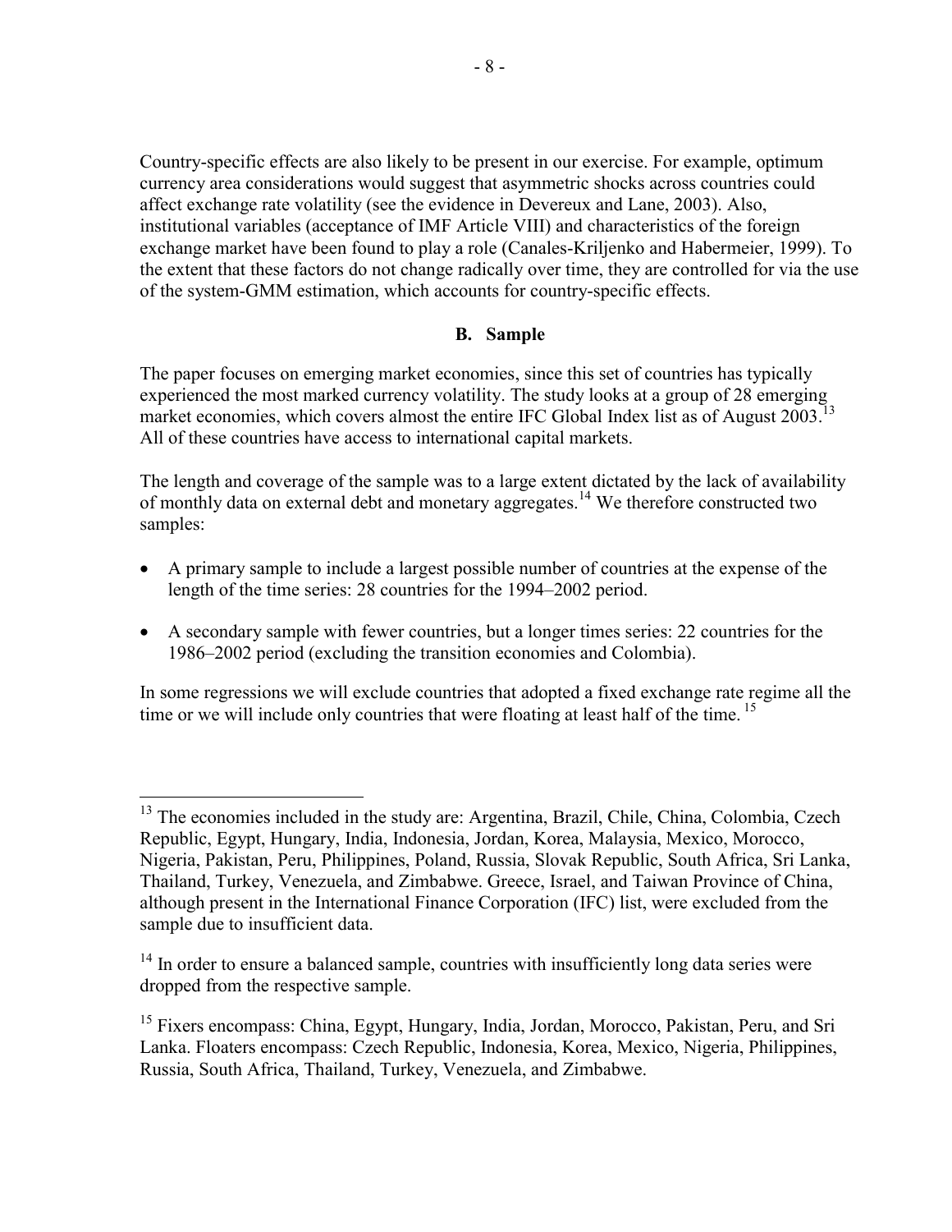Country-specific effects are also likely to be present in our exercise. For example, optimum currency area considerations would suggest that asymmetric shocks across countries could affect exchange rate volatility (see the evidence in Devereux and Lane, 2003). Also, institutional variables (acceptance of IMF Article VIII) and characteristics of the foreign exchange market have been found to play a role (Canales-Kriljenko and Habermeier, 1999). To the extent that these factors do not change radically over time, they are controlled for via the use of the system-GMM estimation, which accounts for country-specific effects.

### B. Sample

The paper focuses on emerging market economies, since this set of countries has typically experienced the most marked currency volatility. The study looks at a group of 28 emerging market economies, which covers almost the entire IFC Global Index list as of August 2003.[13] All of these countries have access to international capital markets.

The length and coverage of the sample was to a large extent dictated by the lack of availability of monthly data on external debt and monetary aggregates.[14] We therefore constructed two samples:

- A primary sample to include a largest possible number of countries at the expense of the length of the time series: 28 countries for the 1994–2002 period.
- A secondary sample with fewer countries, but a longer times series: 22 countries for the 1986–2002 period (excluding the transition economies and Colombia).

In some regressions we will exclude countries that adopted a fixed exchange rate regime all the time or we will include only countries that were floating at least half of the time.[15]

---

[13] The economies included in the study are: Argentina, Brazil, Chile, China, Colombia, Czech Republic, Egypt, Hungary, India, Indonesia, Jordan, Korea, Malaysia, Mexico, Morocco, Nigeria, Pakistan, Peru, Philippines, Poland, Russia, Slovak Republic, South Africa, Sri Lanka, Thailand, Turkey, Venezuela, and Zimbabwe. Greece, Israel, and Taiwan Province of China, although present in the International Finance Corporation (IFC) list, were excluded from the sample due to insufficient data.

[14] In order to ensure a balanced sample, countries with insufficiently long data series were dropped from the respective sample.

[15] Fixers encompass: China, Egypt, Hungary, India, Jordan, Morocco, Pakistan, Peru, and Sri Lanka. Floaters encompass: Czech Republic, Indonesia, Korea, Mexico, Nigeria, Philippines, Russia, South Africa, Thailand, Turkey, Venezuela, and Zimbabwe.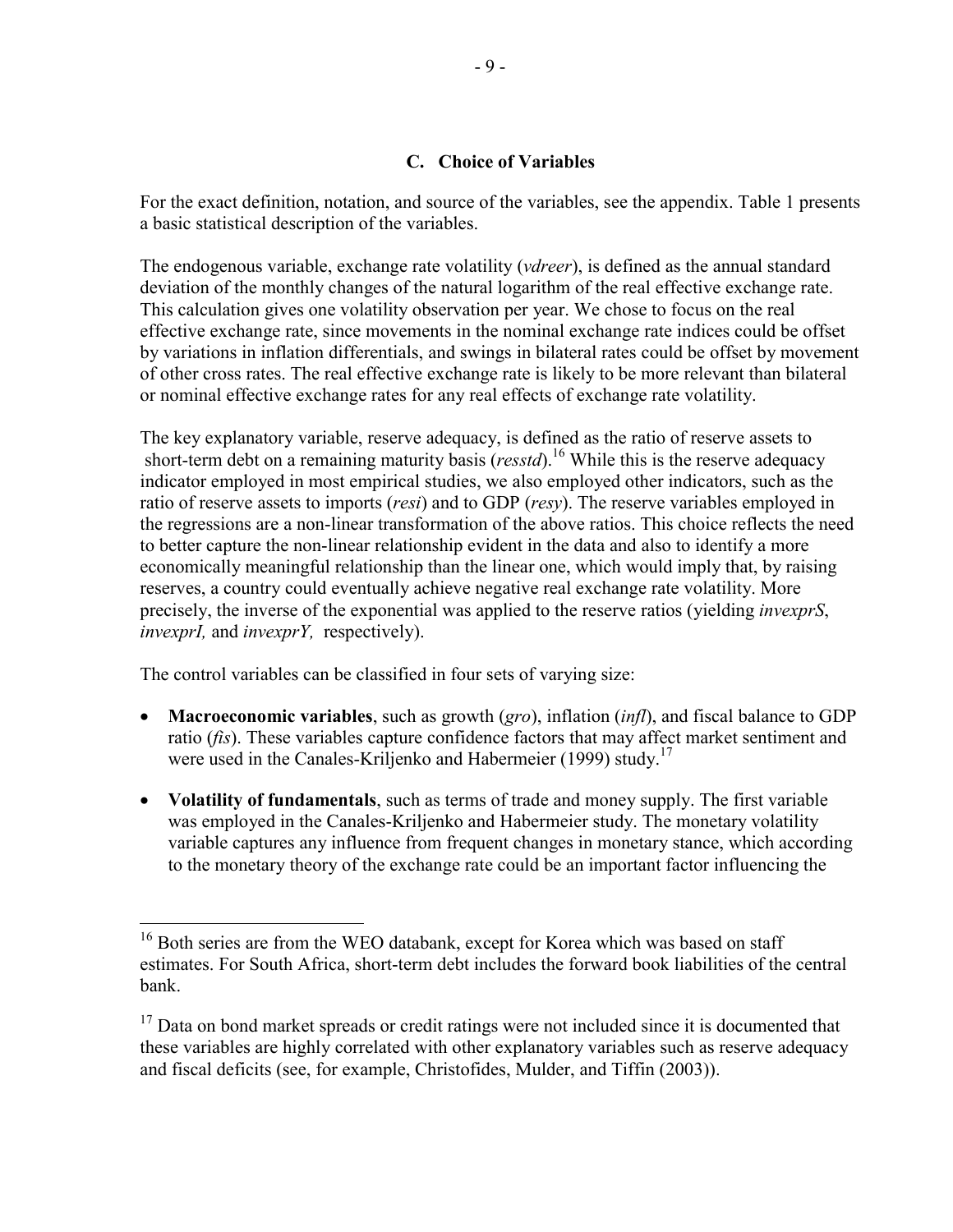### C. Choice of Variables

For the exact definition, notation, and source of the variables, see the appendix. Table 1 presents a basic statistical description of the variables.

The endogenous variable, exchange rate volatility (*vdreer*), is defined as the annual standard deviation of the monthly changes of the natural logarithm of the real effective exchange rate. This calculation gives one volatility observation per year. We chose to focus on the real effective exchange rate, since movements in the nominal exchange rate indices could be offset by variations in inflation differentials, and swings in bilateral rates could be offset by movement of other cross rates. The real effective exchange rate is likely to be more relevant than bilateral or nominal effective exchange rates for any real effects of exchange rate volatility.

The key explanatory variable, reserve adequacy, is defined as the ratio of reserve assets to short-term debt on a remaining maturity basis (*resstd*).[16] While this is the reserve adequacy indicator employed in most empirical studies, we also employed other indicators, such as the ratio of reserve assets to imports (*resi*) and to GDP (*resy*). The reserve variables employed in the regressions are a non-linear transformation of the above ratios. This choice reflects the need to better capture the non-linear relationship evident in the data and also to identify a more economically meaningful relationship than the linear one, which would imply that, by raising reserves, a country could eventually achieve negative real exchange rate volatility. More precisely, the inverse of the exponential was applied to the reserve ratios (yielding *invexprS*, *invexprI,* and *invexprY,* respectively).

The control variables can be classified in four sets of varying size:

- **Macroeconomic variables**, such as growth (*gro*), inflation (*infl*), and fiscal balance to GDP ratio (*fis*). These variables capture confidence factors that may affect market sentiment and were used in the Canales-Kriljenko and Habermeier (1999) study.[17]
- **Volatility of fundamentals**, such as terms of trade and money supply. The first variable was employed in the Canales-Kriljenko and Habermeier study. The monetary volatility variable captures any influence from frequent changes in monetary stance, which according to the monetary theory of the exchange rate could be an important factor influencing the

---

[16] Both series are from the WEO databank, except for Korea which was based on staff estimates. For South Africa, short-term debt includes the forward book liabilities of the central bank.

[17] Data on bond market spreads or credit ratings were not included since it is documented that these variables are highly correlated with other explanatory variables such as reserve adequacy and fiscal deficits (see, for example, Christofides, Mulder, and Tiffin (2003)).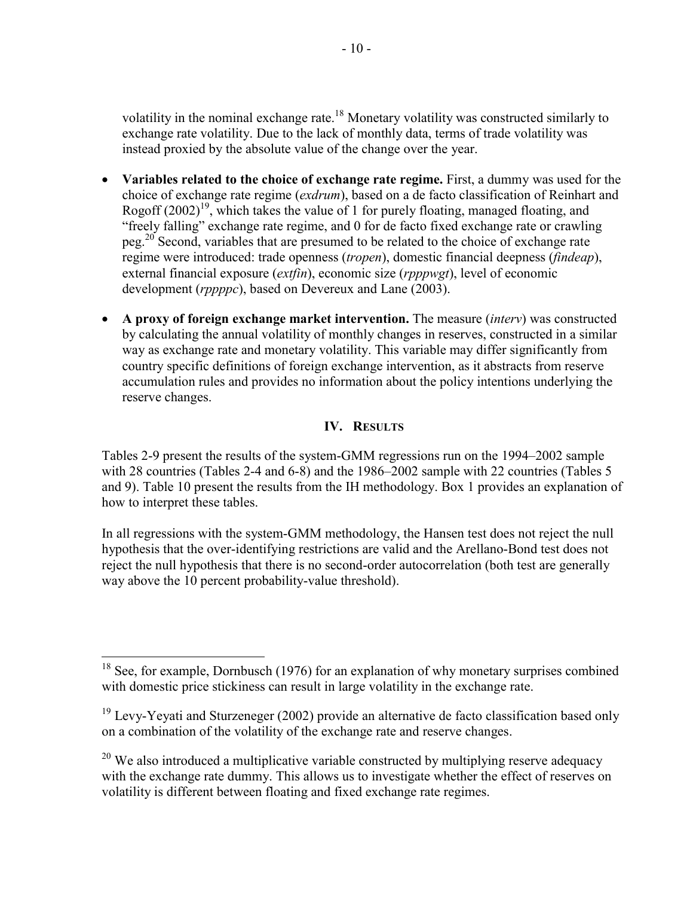volatility in the nominal exchange rate.[18] Monetary volatility was constructed similarly to exchange rate volatility. Due to the lack of monthly data, terms of trade volatility was instead proxied by the absolute value of the change over the year.

- **Variables related to the choice of exchange rate regime.** First, a dummy was used for the choice of exchange rate regime (*exdrum*), based on a de facto classification of Reinhart and Rogoff (2002)[19], which takes the value of 1 for purely floating, managed floating, and "freely falling" exchange rate regime, and 0 for de facto fixed exchange rate or crawling peg.[20] Second, variables that are presumed to be related to the choice of exchange rate regime were introduced: trade openness (*tropen*), domestic financial deepness (*findeap*), external financial exposure (*extfin*), economic size (*rpppwgt*), level of economic development (*rppppc*), based on Devereux and Lane (2003).
- **A proxy of foreign exchange market intervention.** The measure (*interv*) was constructed by calculating the annual volatility of monthly changes in reserves, constructed in a similar way as exchange rate and monetary volatility. This variable may differ significantly from country specific definitions of foreign exchange intervention, as it abstracts from reserve accumulation rules and provides no information about the policy intentions underlying the reserve changes.

## IV. Results

Tables 2-9 present the results of the system-GMM regressions run on the 1994–2002 sample with 28 countries (Tables 2-4 and 6-8) and the 1986–2002 sample with 22 countries (Tables 5 and 9). Table 10 present the results from the IH methodology. Box 1 provides an explanation of how to interpret these tables.

In all regressions with the system-GMM methodology, the Hansen test does not reject the null hypothesis that the over-identifying restrictions are valid and the Arellano-Bond test does not reject the null hypothesis that there is no second-order autocorrelation (both test are generally way above the 10 percent probability-value threshold).

---

[18] See, for example, Dornbusch (1976) for an explanation of why monetary surprises combined with domestic price stickiness can result in large volatility in the exchange rate.

[19] Levy-Yeyati and Sturzeneger (2002) provide an alternative de facto classification based only on a combination of the volatility of the exchange rate and reserve changes.

[20] We also introduced a multiplicative variable constructed by multiplying reserve adequacy with the exchange rate dummy. This allows us to investigate whether the effect of reserves on volatility is different between floating and fixed exchange rate regimes.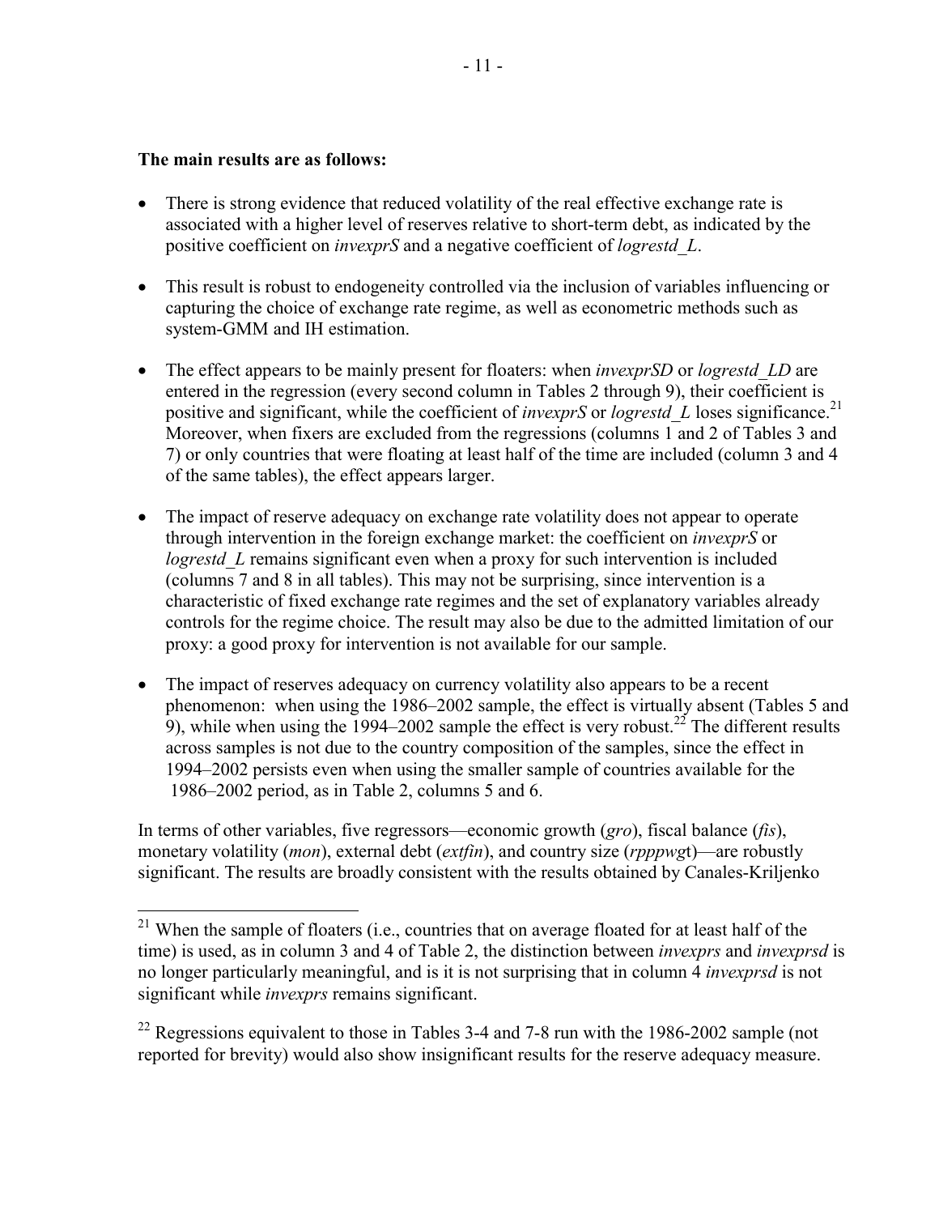**The main results are as follows:**

- There is strong evidence that reduced volatility of the real effective exchange rate is associated with a higher level of reserves relative to short-term debt, as indicated by the positive coefficient on *invexprS* and a negative coefficient of *logrestd_L*.

- This result is robust to endogeneity controlled via the inclusion of variables influencing or capturing the choice of exchange rate regime, as well as econometric methods such as system-GMM and IH estimation.

- The effect appears to be mainly present for floaters: when *invexprSD* or *logrestd_LD* are entered in the regression (every second column in Tables 2 through 9), their coefficient is positive and significant, while the coefficient of *invexprS* or *logrestd_L* loses significance.[21] Moreover, when fixers are excluded from the regressions (columns 1 and 2 of Tables 3 and 7) or only countries that were floating at least half of the time are included (column 3 and 4 of the same tables), the effect appears larger.

- The impact of reserve adequacy on exchange rate volatility does not appear to operate through intervention in the foreign exchange market: the coefficient on *invexprS* or *logrestd_L* remains significant even when a proxy for such intervention is included (columns 7 and 8 in all tables). This may not be surprising, since intervention is a characteristic of fixed exchange rate regimes and the set of explanatory variables already controls for the regime choice. The result may also be due to the admitted limitation of our proxy: a good proxy for intervention is not available for our sample.

- The impact of reserves adequacy on currency volatility also appears to be a recent phenomenon: when using the 1986–2002 sample, the effect is virtually absent (Tables 5 and 9), while when using the 1994–2002 sample the effect is very robust.[22] The different results across samples is not due to the country composition of the samples, since the effect in 1994–2002 persists even when using the smaller sample of countries available for the 1986–2002 period, as in Table 2, columns 5 and 6.

In terms of other variables, five regressors—economic growth (*gro*), fiscal balance (*fis*), monetary volatility (*mon*), external debt (*extfin*), and country size (*rpppwg*t)—are robustly significant. The results are broadly consistent with the results obtained by Canales-Kriljenko

---

[21] When the sample of floaters (i.e., countries that on average floated for at least half of the time) is used, as in column 3 and 4 of Table 2, the distinction between *invexprs* and *invexprsd* is no longer particularly meaningful, and is it is not surprising that in column 4 *invexprsd* is not significant while *invexprs* remains significant.

[22] Regressions equivalent to those in Tables 3-4 and 7-8 run with the 1986-2002 sample (not reported for brevity) would also show insignificant results for the reserve adequacy measure.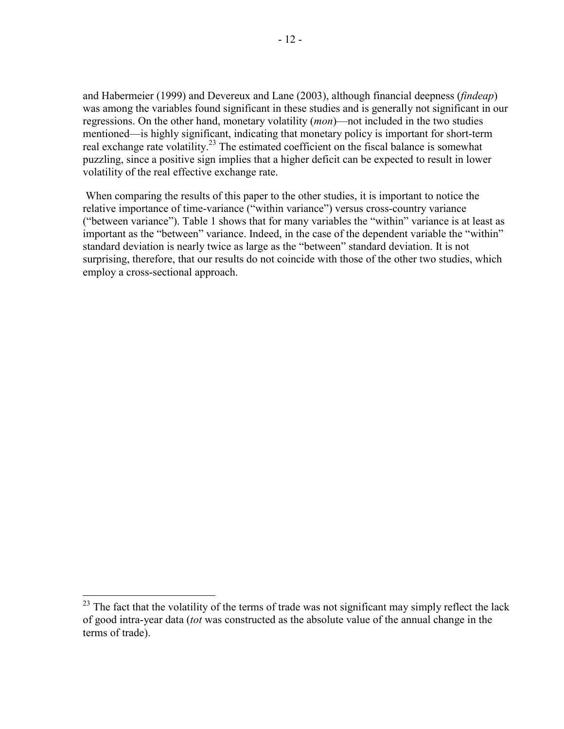and Habermeier (1999) and Devereux and Lane (2003), although financial deepness (*findeap*) was among the variables found significant in these studies and is generally not significant in our regressions. On the other hand, monetary volatility (*mon*)—not included in the two studies mentioned—is highly significant, indicating that monetary policy is important for short-term real exchange rate volatility.[23] The estimated coefficient on the fiscal balance is somewhat puzzling, since a positive sign implies that a higher deficit can be expected to result in lower volatility of the real effective exchange rate.

When comparing the results of this paper to the other studies, it is important to notice the relative importance of time-variance ("within variance") versus cross-country variance ("between variance"). Table 1 shows that for many variables the "within" variance is at least as important as the "between" variance. Indeed, in the case of the dependent variable the "within" standard deviation is nearly twice as large as the "between" standard deviation. It is not surprising, therefore, that our results do not coincide with those of the other two studies, which employ a cross-sectional approach.

---

[23] The fact that the volatility of the terms of trade was not significant may simply reflect the lack of good intra-year data (*tot* was constructed as the absolute value of the annual change in the terms of trade).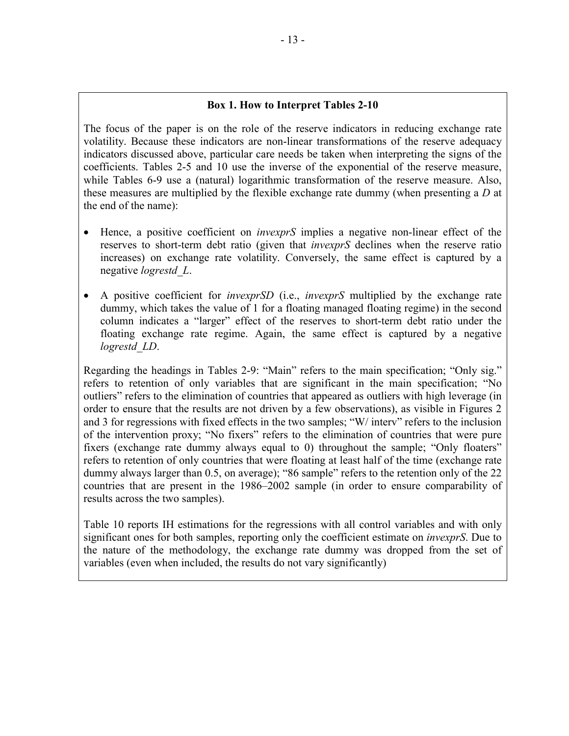### Box 1. How to Interpret Tables 2-10

The focus of the paper is on the role of the reserve indicators in reducing exchange rate volatility. Because these indicators are non-linear transformations of the reserve adequacy indicators discussed above, particular care needs be taken when interpreting the signs of the coefficients. Tables 2-5 and 10 use the inverse of the exponential of the reserve measure, while Tables 6-9 use a (natural) logarithmic transformation of the reserve measure. Also, these measures are multiplied by the flexible exchange rate dummy (when presenting a *D* at the end of the name):

- Hence, a positive coefficient on *invexprS* implies a negative non-linear effect of the reserves to short-term debt ratio (given that *invexprS* declines when the reserve ratio increases) on exchange rate volatility. Conversely, the same effect is captured by a negative *logrestd_L*.
- A positive coefficient for *invexprSD* (i.e., *invexprS* multiplied by the exchange rate dummy, which takes the value of 1 for a floating managed floating regime) in the second column indicates a "larger" effect of the reserves to short-term debt ratio under the floating exchange rate regime. Again, the same effect is captured by a negative *logrestd_LD*.

Regarding the headings in Tables 2-9: "Main" refers to the main specification; "Only sig." refers to retention of only variables that are significant in the main specification; "No outliers" refers to the elimination of countries that appeared as outliers with high leverage (in order to ensure that the results are not driven by a few observations), as visible in Figures 2 and 3 for regressions with fixed effects in the two samples; "W/ interv" refers to the inclusion of the intervention proxy; "No fixers" refers to the elimination of countries that were pure fixers (exchange rate dummy always equal to 0) throughout the sample; "Only floaters" refers to retention of only countries that were floating at least half of the time (exchange rate dummy always larger than 0.5, on average); "86 sample" refers to the retention only of the 22 countries that are present in the 1986–2002 sample (in order to ensure comparability of results across the two samples).

Table 10 reports IH estimations for the regressions with all control variables and with only significant ones for both samples, reporting only the coefficient estimate on *invexprS*. Due to the nature of the methodology, the exchange rate dummy was dropped from the set of variables (even when included, the results do not vary significantly)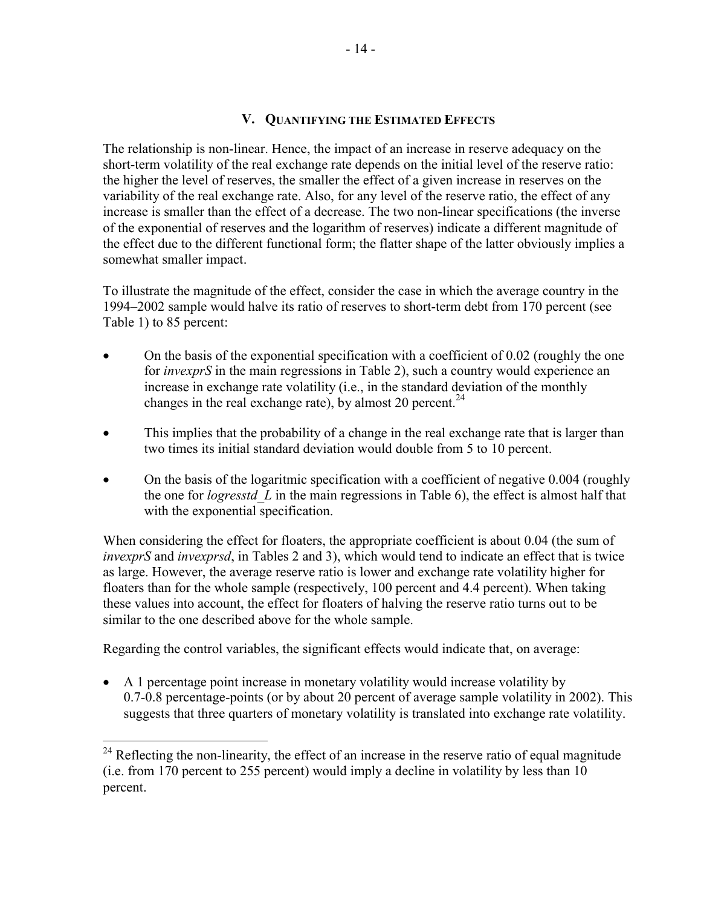## V. Quantifying the Estimated Effects

The relationship is non-linear. Hence, the impact of an increase in reserve adequacy on the short-term volatility of the real exchange rate depends on the initial level of the reserve ratio: the higher the level of reserves, the smaller the effect of a given increase in reserves on the variability of the real exchange rate. Also, for any level of the reserve ratio, the effect of any increase is smaller than the effect of a decrease. The two non-linear specifications (the inverse of the exponential of reserves and the logarithm of reserves) indicate a different magnitude of the effect due to the different functional form; the flatter shape of the latter obviously implies a somewhat smaller impact.

To illustrate the magnitude of the effect, consider the case in which the average country in the 1994–2002 sample would halve its ratio of reserves to short-term debt from 170 percent (see Table 1) to 85 percent:

- On the basis of the exponential specification with a coefficient of 0.02 (roughly the one for *invexprS* in the main regressions in Table 2), such a country would experience an increase in exchange rate volatility (i.e., in the standard deviation of the monthly changes in the real exchange rate), by almost 20 percent.[24]
- This implies that the probability of a change in the real exchange rate that is larger than two times its initial standard deviation would double from 5 to 10 percent.
- On the basis of the logaritmic specification with a coefficient of negative 0.004 (roughly the one for *logresstd_L* in the main regressions in Table 6), the effect is almost half that with the exponential specification.

When considering the effect for floaters, the appropriate coefficient is about 0.04 (the sum of *invexprS* and *invexprsd*, in Tables 2 and 3), which would tend to indicate an effect that is twice as large. However, the average reserve ratio is lower and exchange rate volatility higher for floaters than for the whole sample (respectively, 100 percent and 4.4 percent). When taking these values into account, the effect for floaters of halving the reserve ratio turns out to be similar to the one described above for the whole sample.

Regarding the control variables, the significant effects would indicate that, on average:

- A 1 percentage point increase in monetary volatility would increase volatility by 0.7-0.8 percentage-points (or by about 20 percent of average sample volatility in 2002). This suggests that three quarters of monetary volatility is translated into exchange rate volatility.

---

[24] Reflecting the non-linearity, the effect of an increase in the reserve ratio of equal magnitude (i.e. from 170 percent to 255 percent) would imply a decline in volatility by less than 10 percent.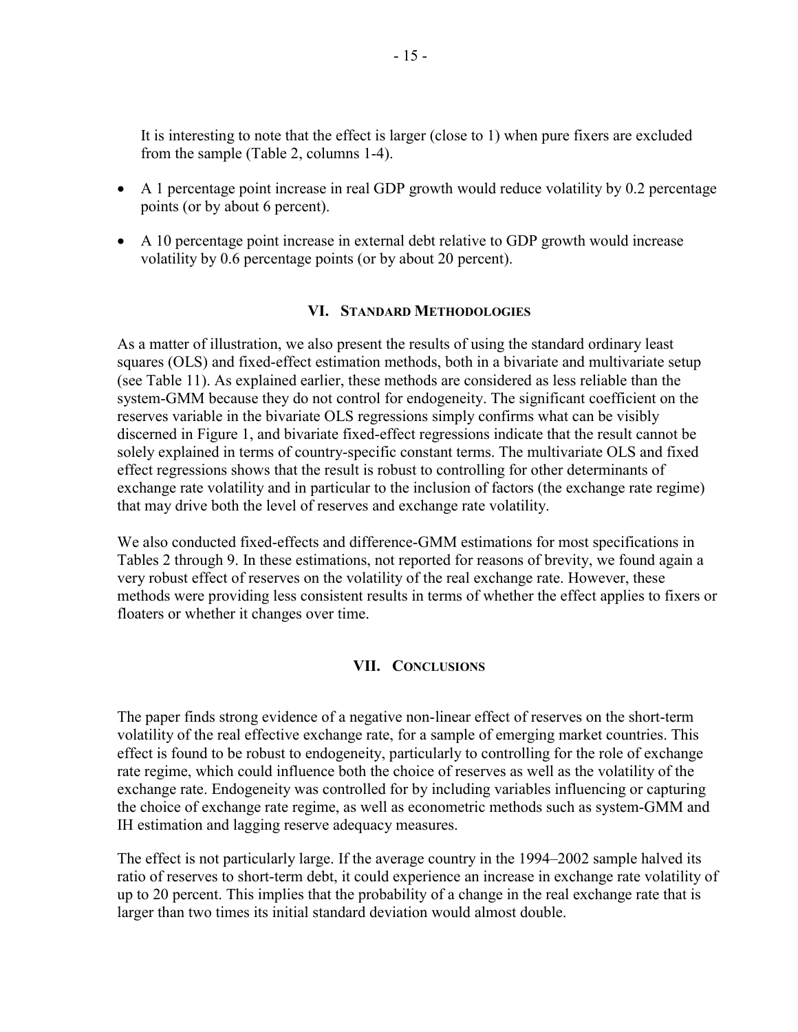It is interesting to note that the effect is larger (close to 1) when pure fixers are excluded from the sample (Table 2, columns 1-4).

- A 1 percentage point increase in real GDP growth would reduce volatility by 0.2 percentage points (or by about 6 percent).
- A 10 percentage point increase in external debt relative to GDP growth would increase volatility by 0.6 percentage points (or by about 20 percent).

## VI. Standard Methodologies

As a matter of illustration, we also present the results of using the standard ordinary least squares (OLS) and fixed-effect estimation methods, both in a bivariate and multivariate setup (see Table 11). As explained earlier, these methods are considered as less reliable than the system-GMM because they do not control for endogeneity. The significant coefficient on the reserves variable in the bivariate OLS regressions simply confirms what can be visibly discerned in Figure 1, and bivariate fixed-effect regressions indicate that the result cannot be solely explained in terms of country-specific constant terms. The multivariate OLS and fixed effect regressions shows that the result is robust to controlling for other determinants of exchange rate volatility and in particular to the inclusion of factors (the exchange rate regime) that may drive both the level of reserves and exchange rate volatility.

We also conducted fixed-effects and difference-GMM estimations for most specifications in Tables 2 through 9. In these estimations, not reported for reasons of brevity, we found again a very robust effect of reserves on the volatility of the real exchange rate. However, these methods were providing less consistent results in terms of whether the effect applies to fixers or floaters or whether it changes over time.

## VII. Conclusions

The paper finds strong evidence of a negative non-linear effect of reserves on the short-term volatility of the real effective exchange rate, for a sample of emerging market countries. This effect is found to be robust to endogeneity, particularly to controlling for the role of exchange rate regime, which could influence both the choice of reserves as well as the volatility of the exchange rate. Endogeneity was controlled for by including variables influencing or capturing the choice of exchange rate regime, as well as econometric methods such as system-GMM and IH estimation and lagging reserve adequacy measures.

The effect is not particularly large. If the average country in the 1994–2002 sample halved its ratio of reserves to short-term debt, it could experience an increase in exchange rate volatility of up to 20 percent. This implies that the probability of a change in the real exchange rate that is larger than two times its initial standard deviation would almost double.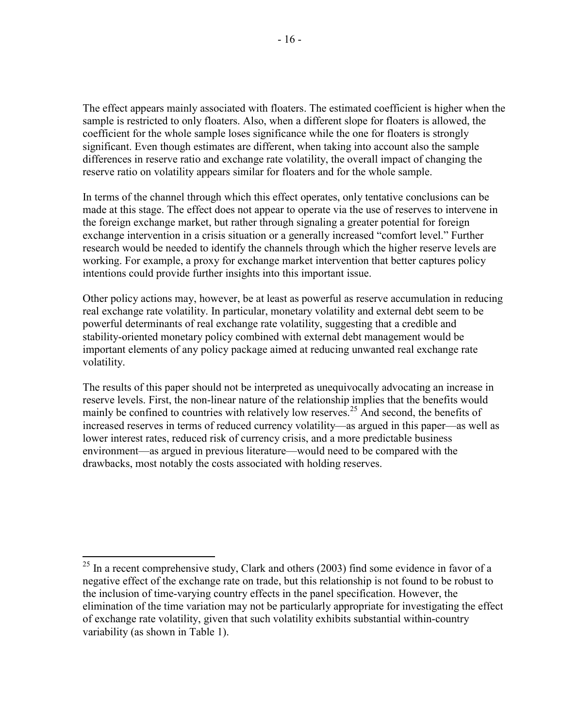The effect appears mainly associated with floaters. The estimated coefficient is higher when the sample is restricted to only floaters. Also, when a different slope for floaters is allowed, the coefficient for the whole sample loses significance while the one for floaters is strongly significant. Even though estimates are different, when taking into account also the sample differences in reserve ratio and exchange rate volatility, the overall impact of changing the reserve ratio on volatility appears similar for floaters and for the whole sample.

In terms of the channel through which this effect operates, only tentative conclusions can be made at this stage. The effect does not appear to operate via the use of reserves to intervene in the foreign exchange market, but rather through signaling a greater potential for foreign exchange intervention in a crisis situation or a generally increased "comfort level." Further research would be needed to identify the channels through which the higher reserve levels are working. For example, a proxy for exchange market intervention that better captures policy intentions could provide further insights into this important issue.

Other policy actions may, however, be at least as powerful as reserve accumulation in reducing real exchange rate volatility. In particular, monetary volatility and external debt seem to be powerful determinants of real exchange rate volatility, suggesting that a credible and stability-oriented monetary policy combined with external debt management would be important elements of any policy package aimed at reducing unwanted real exchange rate volatility.

The results of this paper should not be interpreted as unequivocally advocating an increase in reserve levels. First, the non-linear nature of the relationship implies that the benefits would mainly be confined to countries with relatively low reserves.[25] And second, the benefits of increased reserves in terms of reduced currency volatility—as argued in this paper—as well as lower interest rates, reduced risk of currency crisis, and a more predictable business environment—as argued in previous literature—would need to be compared with the drawbacks, most notably the costs associated with holding reserves.

[25] In a recent comprehensive study, Clark and others (2003) find some evidence in favor of a negative effect of the exchange rate on trade, but this relationship is not found to be robust to the inclusion of time-varying country effects in the panel specification. However, the elimination of the time variation may not be particularly appropriate for investigating the effect of exchange rate volatility, given that such volatility exhibits substantial within-country variability (as shown in Table 1).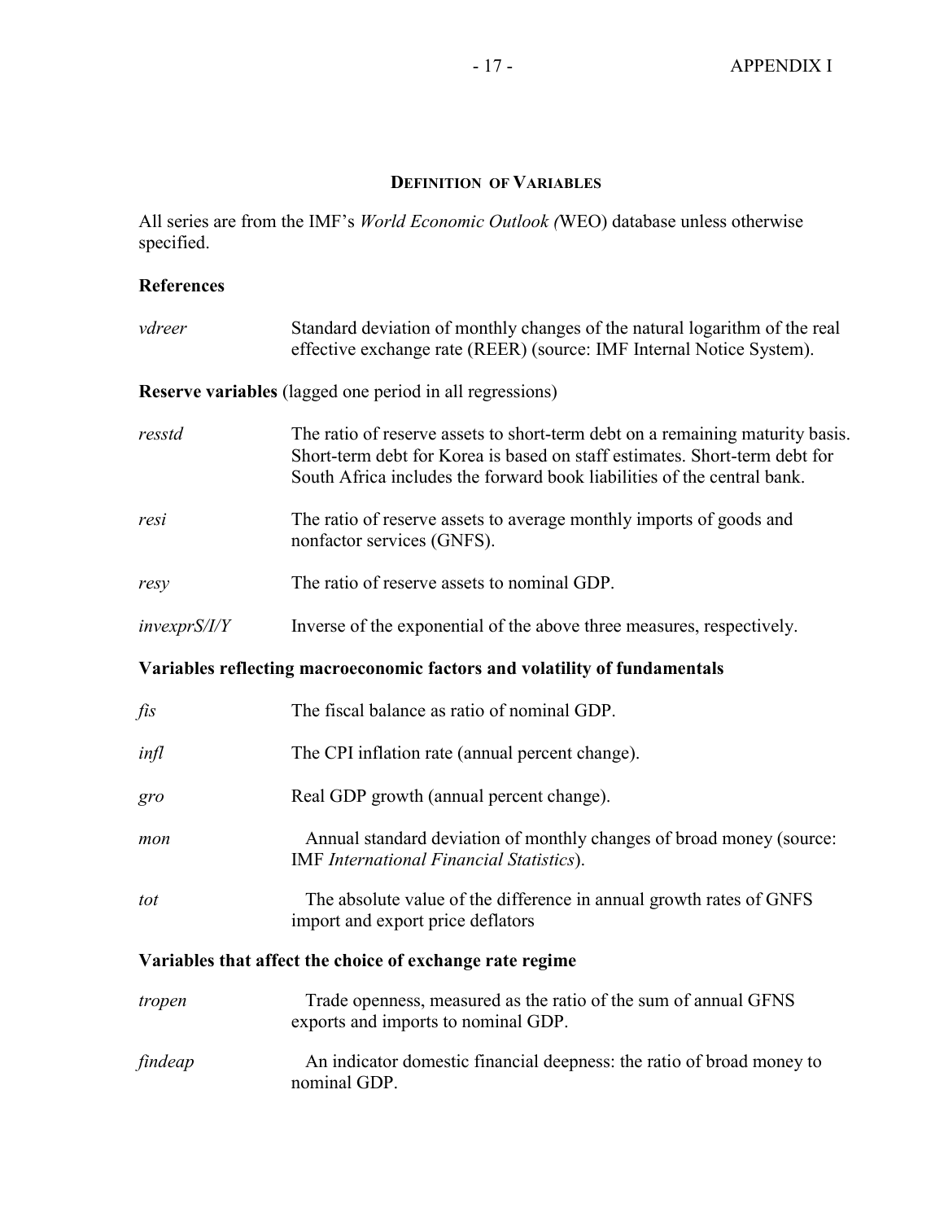## DEFINITION OF VARIABLES

All series are from the IMF's *World Economic Outlook (*WEO) database unless otherwise specified.

**References**

| | |
|---|---|
| *vdreer* | Standard deviation of monthly changes of the natural logarithm of the real effective exchange rate (REER) (source: IMF Internal Notice System). |

**Reserve variables** (lagged one period in all regressions)

| | |
|---|---|
| *resstd* | The ratio of reserve assets to short-term debt on a remaining maturity basis. Short-term debt for Korea is based on staff estimates. Short-term debt for South Africa includes the forward book liabilities of the central bank. |
| *resi* | The ratio of reserve assets to average monthly imports of goods and nonfactor services (GNFS). |
| *resy* | The ratio of reserve assets to nominal GDP. |
| *invexprS/I/Y* | Inverse of the exponential of the above three measures, respectively. |

**Variables reflecting macroeconomic factors and volatility of fundamentals**

| | |
|---|---|
| *fis* | The fiscal balance as ratio of nominal GDP. |
| *infl* | The CPI inflation rate (annual percent change). |
| *gro* | Real GDP growth (annual percent change). |
| *mon* | Annual standard deviation of monthly changes of broad money (source: IMF *International Financial Statistics*). |
| *tot* | The absolute value of the difference in annual growth rates of GNFS import and export price deflators |

**Variables that affect the choice of exchange rate regime**

| | |
|---|---|
| *tropen* | Trade openness, measured as the ratio of the sum of annual GFNS exports and imports to nominal GDP. |
| *findeap* | An indicator domestic financial deepness: the ratio of broad money to nominal GDP. |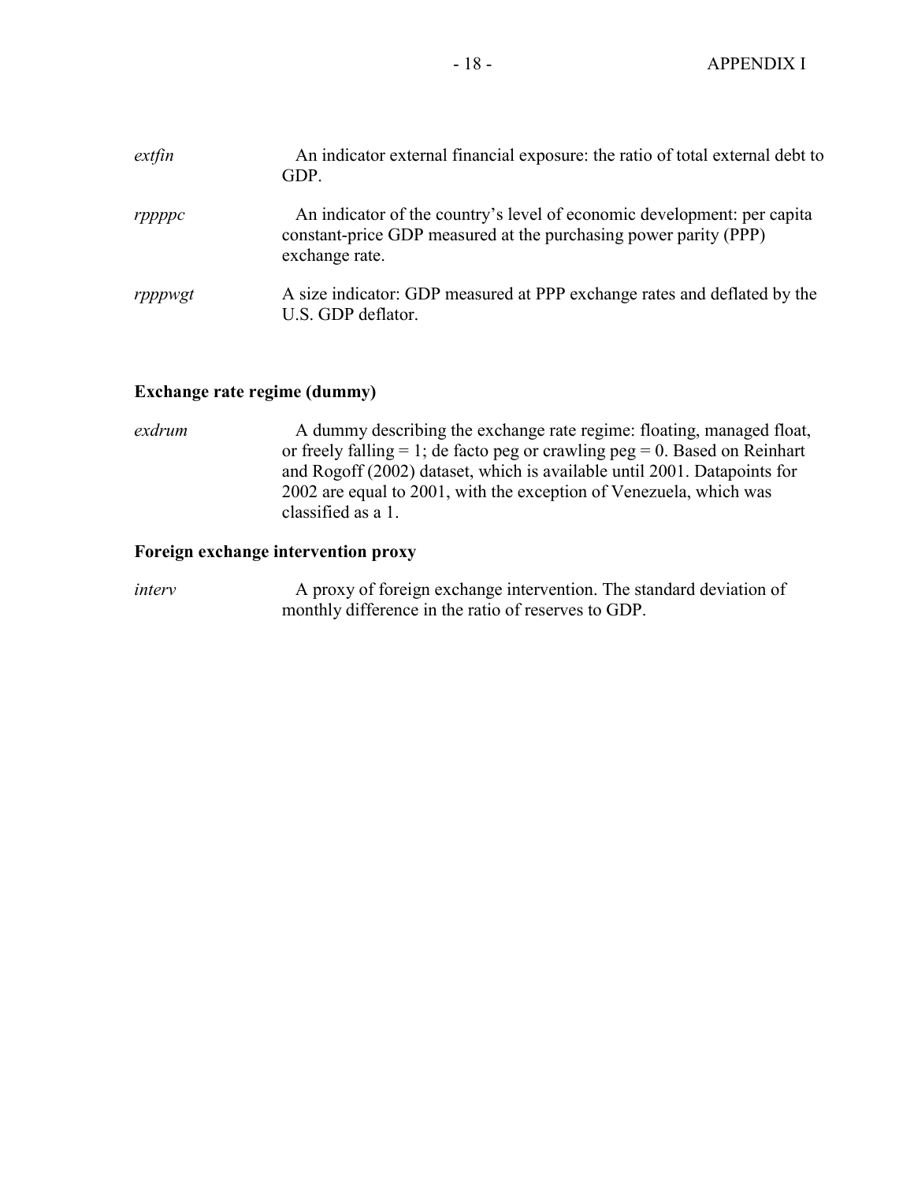*extfin* An indicator external financial exposure: the ratio of total external debt to GDP.

*rppppc* An indicator of the country's level of economic development: per capita constant-price GDP measured at the purchasing power parity (PPP) exchange rate.

*rpppwgt* A size indicator: GDP measured at PPP exchange rates and deflated by the U.S. GDP deflator.

**Exchange rate regime (dummy)**

*exdrum* A dummy describing the exchange rate regime: floating, managed float, or freely falling = 1; de facto peg or crawling peg = 0. Based on Reinhart and Rogoff (2002) dataset, which is available until 2001. Datapoints for 2002 are equal to 2001, with the exception of Venezuela, which was classified as a 1.

**Foreign exchange intervention proxy**

*interv* A proxy of foreign exchange intervention. The standard deviation of monthly difference in the ratio of reserves to GDP.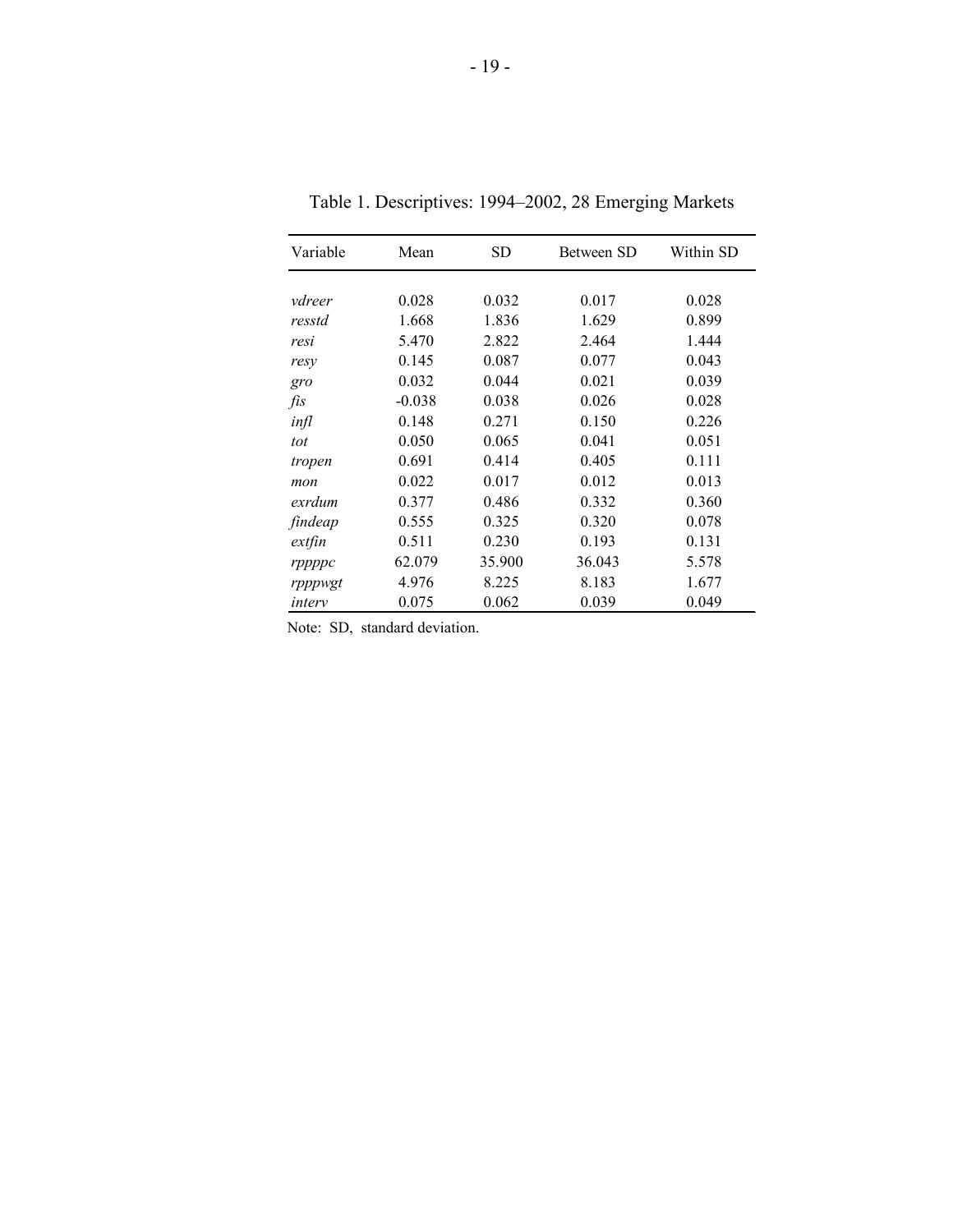Table 1. Descriptives: 1994–2002, 28 Emerging Markets

| Variable | Mean | SD | Between SD | Within SD |
|---|---|---|---|---|
| *vdreer* | 0.028 | 0.032 | 0.017 | 0.028 |
| *resstd* | 1.668 | 1.836 | 1.629 | 0.899 |
| *resi* | 5.470 | 2.822 | 2.464 | 1.444 |
| *resy* | 0.145 | 0.087 | 0.077 | 0.043 |
| *gro* | 0.032 | 0.044 | 0.021 | 0.039 |
| *fis* | -0.038 | 0.038 | 0.026 | 0.028 |
| *infl* | 0.148 | 0.271 | 0.150 | 0.226 |
| *tot* | 0.050 | 0.065 | 0.041 | 0.051 |
| *tropen* | 0.691 | 0.414 | 0.405 | 0.111 |
| *mon* | 0.022 | 0.017 | 0.012 | 0.013 |
| *exrdum* | 0.377 | 0.486 | 0.332 | 0.360 |
| *findeap* | 0.555 | 0.325 | 0.320 | 0.078 |
| *extfin* | 0.511 | 0.230 | 0.193 | 0.131 |
| *rppppc* | 62.079 | 35.900 | 36.043 | 5.578 |
| *rpppwgt* | 4.976 | 8.225 | 8.183 | 1.677 |
| *interv* | 0.075 | 0.062 | 0.039 | 0.049 |

Note: SD, standard deviation.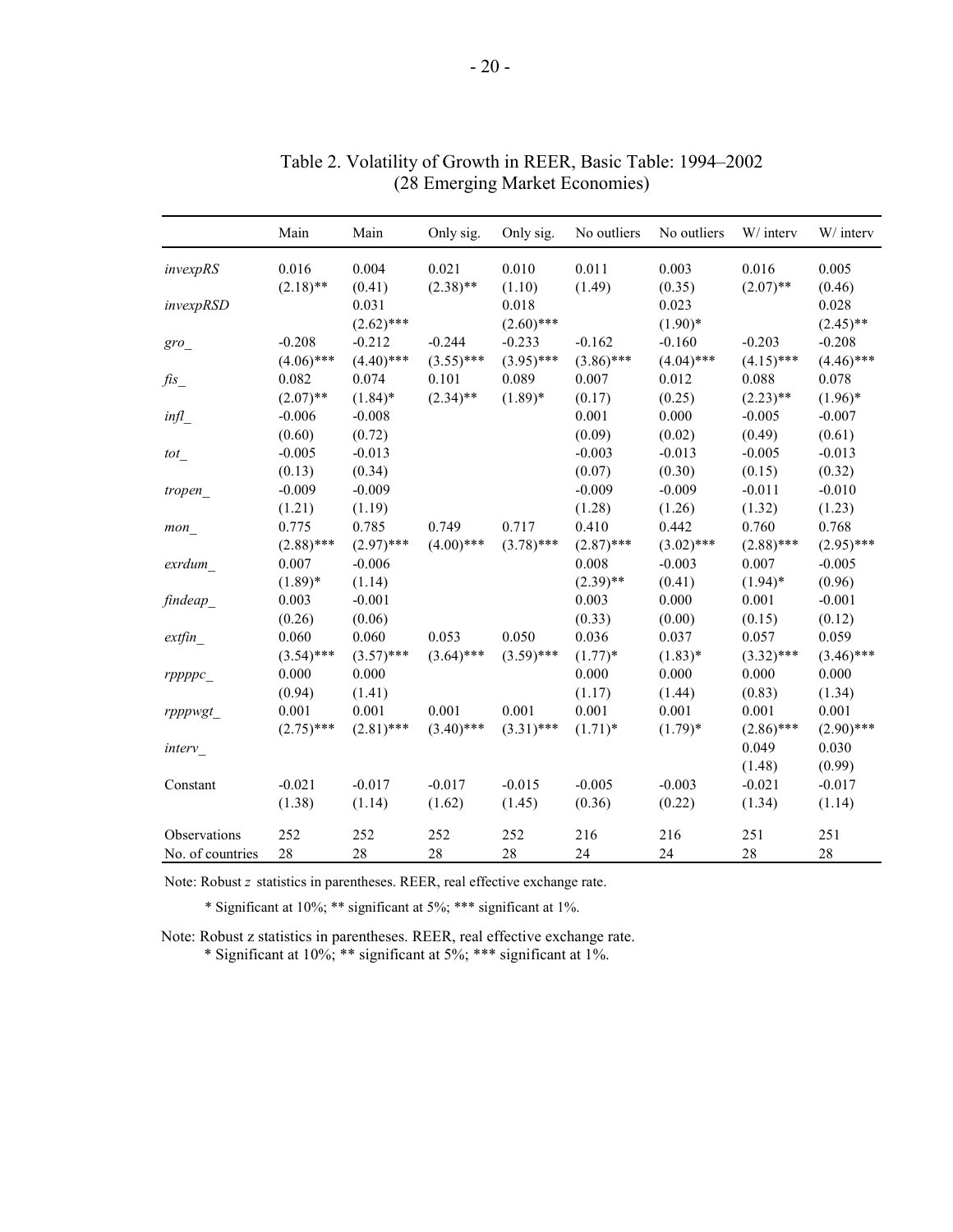Table 2. Volatility of Growth in REER, Basic Table: 1994–2002
(28 Emerging Market Economies)

| | Main | Main | Only sig. | Only sig. | No outliers | No outliers | W/ interv | W/ interv |
|---|---|---|---|---|---|---|---|---|
| *invexpRS* | 0.016 | 0.004 | 0.021 | 0.010 | 0.011 | 0.003 | 0.016 | 0.005 |
| | (2.18)** | (0.41) | (2.38)** | (1.10) | (1.49) | (0.35) | (2.07)** | (0.46) |
| *invexpRSD* | | 0.031 | | 0.018 | | 0.023 | | 0.028 |
| | | (2.62)*** | | (2.60)*** | | (1.90)* | | (2.45)** |
| *gro_* | -0.208 | -0.212 | -0.244 | -0.233 | -0.162 | -0.160 | -0.203 | -0.208 |
| | (4.06)*** | (4.40)*** | (3.55)*** | (3.95)*** | (3.86)*** | (4.04)*** | (4.15)*** | (4.46)*** |
| *fis_* | 0.082 | 0.074 | 0.101 | 0.089 | 0.007 | 0.012 | 0.088 | 0.078 |
| | (2.07)** | (1.84)* | (2.34)** | (1.89)* | (0.17) | (0.25) | (2.23)** | (1.96)* |
| *infl_* | -0.006 | -0.008 | | | 0.001 | 0.000 | -0.005 | -0.007 |
| | (0.60) | (0.72) | | | (0.09) | (0.02) | (0.49) | (0.61) |
| *tot_* | -0.005 | -0.013 | | | -0.003 | -0.013 | -0.005 | -0.013 |
| | (0.13) | (0.34) | | | (0.07) | (0.30) | (0.15) | (0.32) |
| *tropen_* | -0.009 | -0.009 | | | -0.009 | -0.009 | -0.011 | -0.010 |
| | (1.21) | (1.19) | | | (1.28) | (1.26) | (1.32) | (1.23) |
| *mon_* | 0.775 | 0.785 | 0.749 | 0.717 | 0.410 | 0.442 | 0.760 | 0.768 |
| | (2.88)*** | (2.97)*** | (4.00)*** | (3.78)*** | (2.87)*** | (3.02)*** | (2.88)*** | (2.95)*** |
| *exrdum_* | 0.007 | -0.006 | | | 0.008 | -0.003 | 0.007 | -0.005 |
| | (1.89)* | (1.14) | | | (2.39)** | (0.41) | (1.94)* | (0.96) |
| *findeap_* | 0.003 | -0.001 | | | 0.003 | 0.000 | 0.001 | -0.001 |
| | (0.26) | (0.06) | | | (0.33) | (0.00) | (0.15) | (0.12) |
| *extfin_* | 0.060 | 0.060 | 0.053 | 0.050 | 0.036 | 0.037 | 0.057 | 0.059 |
| | (3.54)*** | (3.57)*** | (3.64)*** | (3.59)*** | (1.77)* | (1.83)* | (3.32)*** | (3.46)*** |
| *rppppc_* | 0.000 | 0.000 | | | 0.000 | 0.000 | 0.000 | 0.000 |
| | (0.94) | (1.41) | | | (1.17) | (1.44) | (0.83) | (1.34) |
| *rpppwgt_* | 0.001 | 0.001 | 0.001 | 0.001 | 0.001 | 0.001 | 0.001 | 0.001 |
| | (2.75)*** | (2.81)*** | (3.40)*** | (3.31)*** | (1.71)* | (1.79)* | (2.86)*** | (2.90)*** |
| *interv_* | | | | | | | 0.049 | 0.030 |
| | | | | | | | (1.48) | (0.99) |
| Constant | -0.021 | -0.017 | -0.017 | -0.015 | -0.005 | -0.003 | -0.021 | -0.017 |
| | (1.38) | (1.14) | (1.62) | (1.45) | (0.36) | (0.22) | (1.34) | (1.14) |
| Observations | 252 | 252 | 252 | 252 | 216 | 216 | 251 | 251 |
| No. of countries | 28 | 28 | 28 | 28 | 24 | 24 | 28 | 28 |

Note: Robust *z* statistics in parentheses. REER, real effective exchange rate.

\* Significant at 10%; ** significant at 5%; *** significant at 1%.

Note: Robust z statistics in parentheses. REER, real effective exchange rate.
\* Significant at 10%; ** significant at 5%; *** significant at 1%.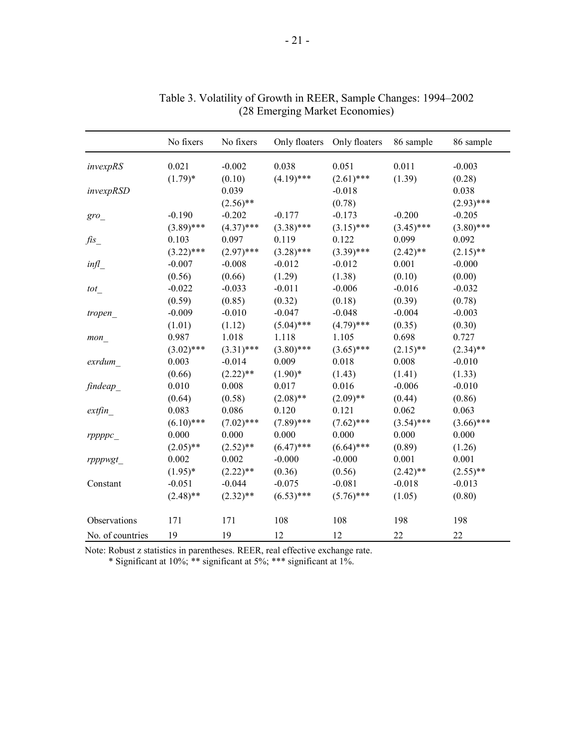Table 3. Volatility of Growth in REER, Sample Changes: 1994–2002
(28 Emerging Market Economies)

| | No fixers | No fixers | Only floaters | Only floaters | 86 sample | 86 sample |
|---|---|---|---|---|---|---|
| *invexpRS* | 0.021 | -0.002 | 0.038 | 0.051 | 0.011 | -0.003 |
| | (1.79)* | (0.10) | (4.19)*** | (2.61)*** | (1.39) | (0.28) |
| *invexpRSD* | | 0.039 | | -0.018 | | 0.038 |
| | | (2.56)** | | (0.78) | | (2.93)*** |
| *gro_* | -0.190 | -0.202 | -0.177 | -0.173 | -0.200 | -0.205 |
| | (3.89)*** | (4.37)*** | (3.38)*** | (3.15)*** | (3.45)*** | (3.80)*** |
| *fis_* | 0.103 | 0.097 | 0.119 | 0.122 | 0.099 | 0.092 |
| | (3.22)*** | (2.97)*** | (3.28)*** | (3.39)*** | (2.42)** | (2.15)** |
| *infl_* | -0.007 | -0.008 | -0.012 | -0.012 | 0.001 | -0.000 |
| | (0.56) | (0.66) | (1.29) | (1.38) | (0.10) | (0.00) |
| *tot_* | -0.022 | -0.033 | -0.011 | -0.006 | -0.016 | -0.032 |
| | (0.59) | (0.85) | (0.32) | (0.18) | (0.39) | (0.78) |
| *tropen_* | -0.009 | -0.010 | -0.047 | -0.048 | -0.004 | -0.003 |
| | (1.01) | (1.12) | (5.04)*** | (4.79)*** | (0.35) | (0.30) |
| *mon_* | 0.987 | 1.018 | 1.118 | 1.105 | 0.698 | 0.727 |
| | (3.02)*** | (3.31)*** | (3.80)*** | (3.65)*** | (2.15)** | (2.34)** |
| *exrdum_* | 0.003 | -0.014 | 0.009 | 0.018 | 0.008 | -0.010 |
| | (0.66) | (2.22)** | (1.90)* | (1.43) | (1.41) | (1.33) |
| *findeap_* | 0.010 | 0.008 | 0.017 | 0.016 | -0.006 | -0.010 |
| | (0.64) | (0.58) | (2.08)** | (2.09)** | (0.44) | (0.86) |
| *extfin_* | 0.083 | 0.086 | 0.120 | 0.121 | 0.062 | 0.063 |
| | (6.10)*** | (7.02)*** | (7.89)*** | (7.62)*** | (3.54)*** | (3.66)*** |
| *rppppc_* | 0.000 | 0.000 | 0.000 | 0.000 | 0.000 | 0.000 |
| | (2.05)** | (2.52)** | (6.47)*** | (6.64)*** | (0.89) | (1.26) |
| *rpppwgt_* | 0.002 | 0.002 | -0.000 | -0.000 | 0.001 | 0.001 |
| | (1.95)* | (2.22)** | (0.36) | (0.56) | (2.42)** | (2.55)** |
| Constant | -0.051 | -0.044 | -0.075 | -0.081 | -0.018 | -0.013 |
| | (2.48)** | (2.32)** | (6.53)*** | (5.76)*** | (1.05) | (0.80) |
| Observations | 171 | 171 | 108 | 108 | 198 | 198 |
| No. of countries | 19 | 19 | 12 | 12 | 22 | 22 |

Note: Robust z statistics in parentheses. REER, real effective exchange rate.
\* Significant at 10%; ** significant at 5%; *** significant at 1%.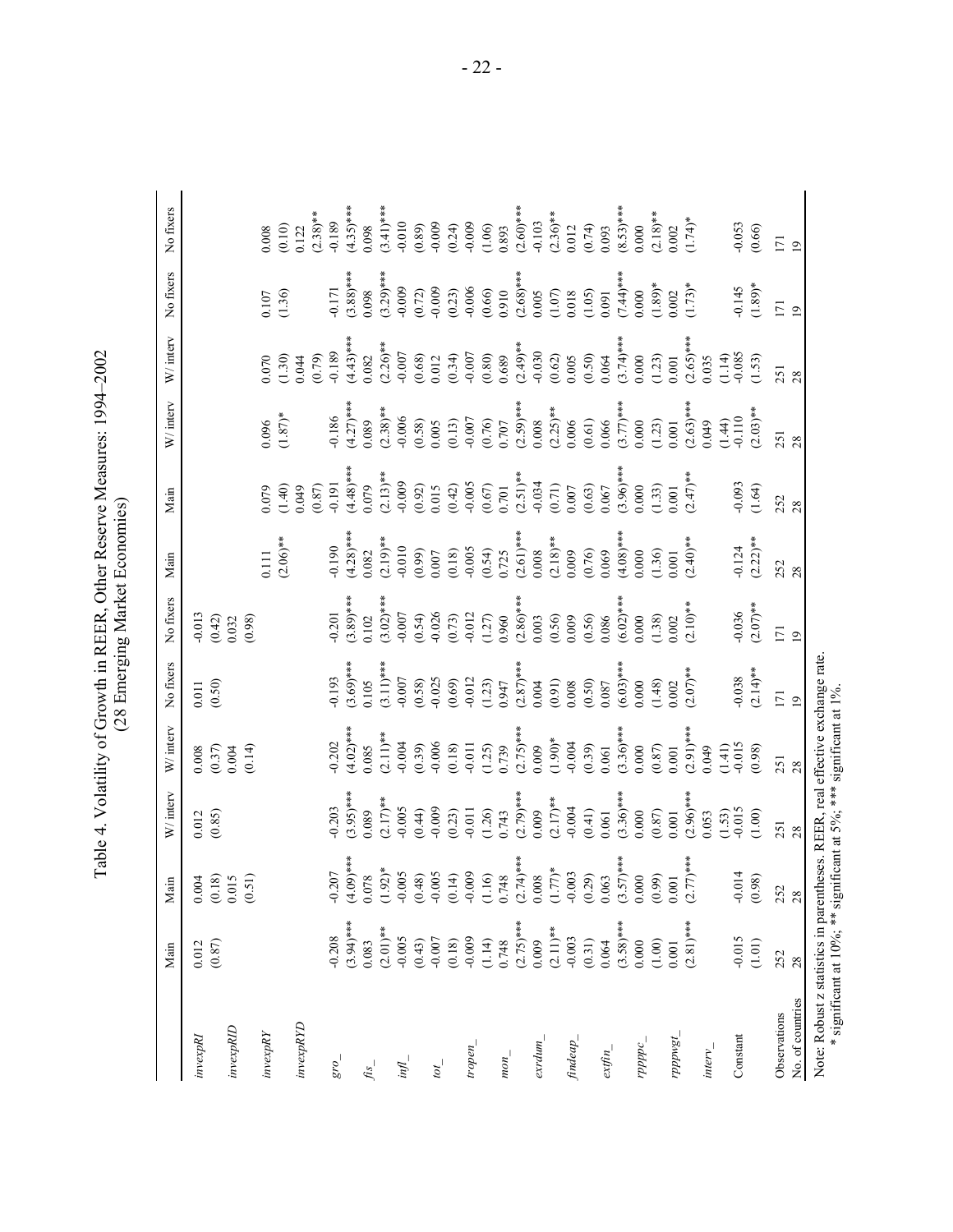# Table 4. Volatility of Growth in REER, Other Reserve Measures: 1994–2002
## (28 Emerging Market Economies)

| | Main | Main | W/ interv | W/ interv | No fixers | No fixers | Main | Main | W/ interv | W/ interv | No fixers | No fixers |
|---|---|---|---|---|---|---|---|---|---|---|---|---|
| *invexpRI* | 0.012 | 0.004 | 0.012 | 0.008 | 0.011 | -0.013 | | | | | | |
| | (0.87) | (0.18) | (0.85) | (0.37) | (0.50) | (0.42) | | | | | | |
| *invexpRID* | | 0.015 | | 0.004 | | 0.032 | | | | | | |
| | | (0.51) | | (0.14) | | (0.98) | | | | | | |
| *invexpRY* | | | | | | | 0.111 | 0.079 | 0.096 | 0.070 | 0.107 | 0.008 |
| | | | | | | | (2.06)** | (1.40) | (1.87)* | (1.30) | (1.36) | (0.10) |
| *invexpRYD* | | | | | | | | 0.049 | | 0.044 | | 0.122 |
| | | | | | | | | (0.87) | | (0.79) | | (2.38)** |
| *gro_* | -0.208 | -0.207 | -0.203 | -0.202 | -0.193 | -0.201 | -0.190 | -0.191 | -0.186 | -0.189 | -0.171 | -0.189 |
| | (3.94)*** | (4.09)*** | (3.95)*** | (4.02)*** | (3.69)*** | (3.89)*** | (4.28)*** | (4.48)*** | (4.27)*** | (4.43)*** | (3.88)*** | (4.35)*** |
| *fis_* | 0.083 | 0.078 | 0.089 | 0.085 | 0.105 | 0.102 | 0.082 | 0.079 | 0.089 | 0.082 | 0.098 | 0.098 |
| | (2.01)** | (1.92)* | (2.17)** | (2.11)** | (3.11)*** | (3.02)*** | (2.19)** | (2.13)** | (2.38)** | (2.26)** | (3.29)*** | (3.41)*** |
| *infl_* | -0.005 | -0.005 | -0.005 | -0.004 | -0.007 | -0.007 | -0.010 | -0.009 | -0.006 | -0.007 | -0.009 | -0.010 |
| | (0.43) | (0.48) | (0.44) | (0.39) | (0.58) | (0.54) | (0.99) | (0.92) | (0.58) | (0.68) | (0.72) | (0.89) |
| *tot_* | -0.007 | -0.005 | -0.009 | -0.006 | -0.025 | -0.026 | 0.007 | 0.015 | 0.005 | 0.012 | -0.009 | -0.009 |
| | (0.18) | (0.14) | (0.23) | (0.18) | (0.69) | (0.73) | (0.18) | (0.42) | (0.13) | (0.34) | (0.23) | (0.24) |
| *tropen_* | -0.009 | -0.009 | -0.011 | -0.011 | -0.012 | -0.012 | -0.005 | -0.005 | -0.007 | -0.007 | -0.006 | -0.009 |
| | (1.14) | (1.16) | (1.26) | (1.25) | (1.23) | (1.27) | (0.54) | (0.67) | (0.76) | (0.80) | (0.66) | (1.06) |
| *mon_* | 0.748 | 0.748 | 0.743 | 0.739 | 0.947 | 0.960 | 0.725 | 0.701 | 0.707 | 0.689 | 0.910 | 0.893 |
| | (2.75)*** | (2.74)*** | (2.79)*** | (2.75)*** | (2.87)*** | (2.86)*** | (2.61)*** | (2.51)** | (2.59)*** | (2.49)** | (2.68)*** | (2.60)*** |
| *exrdum_* | 0.009 | 0.008 | 0.009 | 0.009 | 0.004 | 0.003 | 0.008 | -0.034 | 0.008 | -0.030 | 0.005 | -0.103 |
| | (2.11)** | (1.77)* | (2.17)** | (1.90)* | (0.91) | (0.56) | (2.18)** | (0.71) | (2.25)** | (0.62) | (1.07) | (2.36)** |
| *findeap_* | -0.003 | -0.003 | -0.004 | -0.004 | 0.008 | 0.009 | 0.009 | 0.007 | 0.006 | 0.005 | 0.018 | 0.012 |
| | (0.31) | (0.29) | (0.41) | (0.39) | (0.50) | (0.56) | (0.76) | (0.63) | (0.61) | (0.50) | (1.05) | (0.74) |
| *extfin_* | 0.064 | 0.063 | 0.061 | 0.061 | 0.087 | 0.086 | 0.069 | 0.067 | 0.066 | 0.064 | 0.091 | 0.093 |
| | (3.58)*** | (3.57)*** | (3.36)*** | (3.36)*** | (6.03)*** | (6.02)*** | (4.08)*** | (3.96)*** | (3.77)*** | (3.74)*** | (7.44)*** | (8.53)*** |
| *rppppc_* | 0.000 | 0.000 | 0.000 | 0.000 | 0.000 | 0.000 | 0.000 | 0.000 | 0.000 | 0.000 | 0.000 | 0.000 |
| | (1.00) | (0.99) | (0.87) | (0.87) | (1.48) | (1.38) | (1.36) | (1.33) | (1.23) | (1.23) | (1.89)* | (2.18)** |
| *rpppwgt_* | 0.001 | 0.001 | 0.001 | 0.001 | 0.002 | 0.002 | 0.001 | 0.001 | 0.001 | 0.001 | 0.002 | 0.002 |
| | (2.81)*** | (2.77)*** | (2.96)*** | (2.91)*** | (2.07)** | (2.10)** | (2.40)** | (2.47)** | (2.63)*** | (2.65)*** | (1.73)* | (1.74)* |
| *interv_* | | | 0.053 | 0.049 | | | | | 0.049 | 0.035 | | |
| | | | (1.53) | (1.41) | | | | | (1.44) | (1.14) | | |
| Constant | -0.015 | -0.014 | -0.015 | -0.015 | -0.038 | -0.036 | -0.124 | -0.093 | -0.110 | -0.085 | -0.145 | -0.053 |
| | (1.01) | (0.98) | (1.00) | (0.98) | (2.14)** | (2.07)** | (2.22)** | (1.64) | (2.03)** | (1.53) | (1.89)* | (0.66) |
| Observations | 252 | 252 | 251 | 251 | 171 | 171 | 252 | 252 | 251 | 251 | 171 | 171 |
| No. of countries | 28 | 28 | 28 | 28 | 19 | 19 | 28 | 28 | 28 | 28 | 19 | 19 |

Note: Robust z statistics in parentheses. REER, real effective exchange rate.
\* significant at 10%; ** significant at 5%; *** significant at 1%.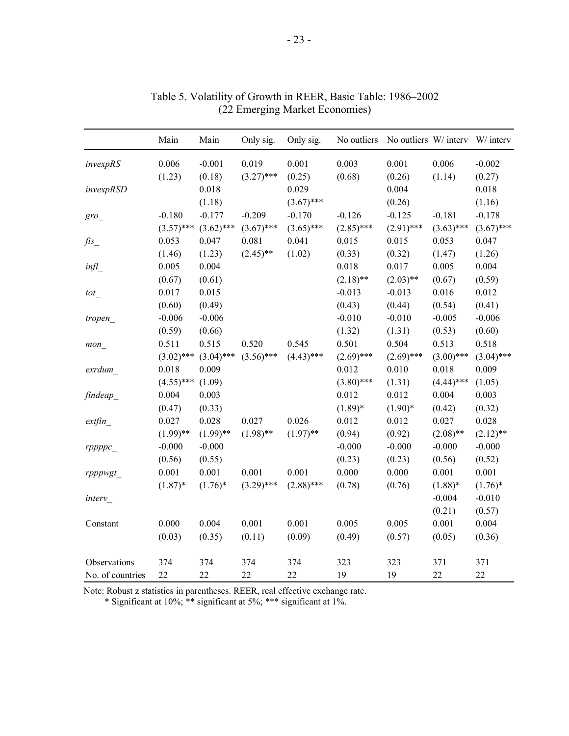Table 5. Volatility of Growth in REER, Basic Table: 1986–2002
(22 Emerging Market Economies)

| | Main | Main | Only sig. | Only sig. | No outliers | No outliers | W/ interv | W/ interv |
|---|---|---|---|---|---|---|---|---|
| *invexpRS* | 0.006 | -0.001 | 0.019 | 0.001 | 0.003 | 0.001 | 0.006 | -0.002 |
| | (1.23) | (0.18) | (3.27)*** | (0.25) | (0.68) | (0.26) | (1.14) | (0.27) |
| *invexpRSD* | | 0.018 | | 0.029 | | 0.004 | | 0.018 |
| | | (1.18) | | (3.67)*** | | (0.26) | | (1.16) |
| *gro_* | -0.180 | -0.177 | -0.209 | -0.170 | -0.126 | -0.125 | -0.181 | -0.178 |
| | (3.57)*** | (3.62)*** | (3.67)*** | (3.65)*** | (2.85)*** | (2.91)*** | (3.63)*** | (3.67)*** |
| *fis_* | 0.053 | 0.047 | 0.081 | 0.041 | 0.015 | 0.015 | 0.053 | 0.047 |
| | (1.46) | (1.23) | (2.45)** | (1.02) | (0.33) | (0.32) | (1.47) | (1.26) |
| *infl_* | 0.005 | 0.004 | | | 0.018 | 0.017 | 0.005 | 0.004 |
| | (0.67) | (0.61) | | | (2.18)** | (2.03)** | (0.67) | (0.59) |
| *tot_* | 0.017 | 0.015 | | | -0.013 | -0.013 | 0.016 | 0.012 |
| | (0.60) | (0.49) | | | (0.43) | (0.44) | (0.54) | (0.41) |
| *tropen_* | -0.006 | -0.006 | | | -0.010 | -0.010 | -0.005 | -0.006 |
| | (0.59) | (0.66) | | | (1.32) | (1.31) | (0.53) | (0.60) |
| *mon_* | 0.511 | 0.515 | 0.520 | 0.545 | 0.501 | 0.504 | 0.513 | 0.518 |
| | (3.02)*** | (3.04)*** | (3.56)*** | (4.43)*** | (2.69)*** | (2.69)*** | (3.00)*** | (3.04)*** |
| *exrdum_* | 0.018 | 0.009 | | | 0.012 | 0.010 | 0.018 | 0.009 |
| | (4.55)*** | (1.09) | | | (3.80)*** | (1.31) | (4.44)*** | (1.05) |
| *findeap_* | 0.004 | 0.003 | | | 0.012 | 0.012 | 0.004 | 0.003 |
| | (0.47) | (0.33) | | | (1.89)* | (1.90)* | (0.42) | (0.32) |
| *extfin_* | 0.027 | 0.028 | 0.027 | 0.026 | 0.012 | 0.012 | 0.027 | 0.028 |
| | (1.99)** | (1.99)** | (1.98)** | (1.97)** | (0.94) | (0.92) | (2.08)** | (2.12)** |
| *rppppc_* | -0.000 | -0.000 | | | -0.000 | -0.000 | -0.000 | -0.000 |
| | (0.56) | (0.55) | | | (0.23) | (0.23) | (0.56) | (0.52) |
| *rpppwgt_* | 0.001 | 0.001 | 0.001 | 0.001 | 0.000 | 0.000 | 0.001 | 0.001 |
| | (1.87)* | (1.76)* | (3.29)*** | (2.88)*** | (0.78) | (0.76) | (1.88)* | (1.76)* |
| *interv_* | | | | | | | -0.004 | -0.010 |
| | | | | | | | (0.21) | (0.57) |
| Constant | 0.000 | 0.004 | 0.001 | 0.001 | 0.005 | 0.005 | 0.001 | 0.004 |
| | (0.03) | (0.35) | (0.11) | (0.09) | (0.49) | (0.57) | (0.05) | (0.36) |
| Observations | 374 | 374 | 374 | 374 | 323 | 323 | 371 | 371 |
| No. of countries | 22 | 22 | 22 | 22 | 19 | 19 | 22 | 22 |

Note: Robust z statistics in parentheses. REER, real effective exchange rate.
\* Significant at 10%; ** significant at 5%; *** significant at 1%.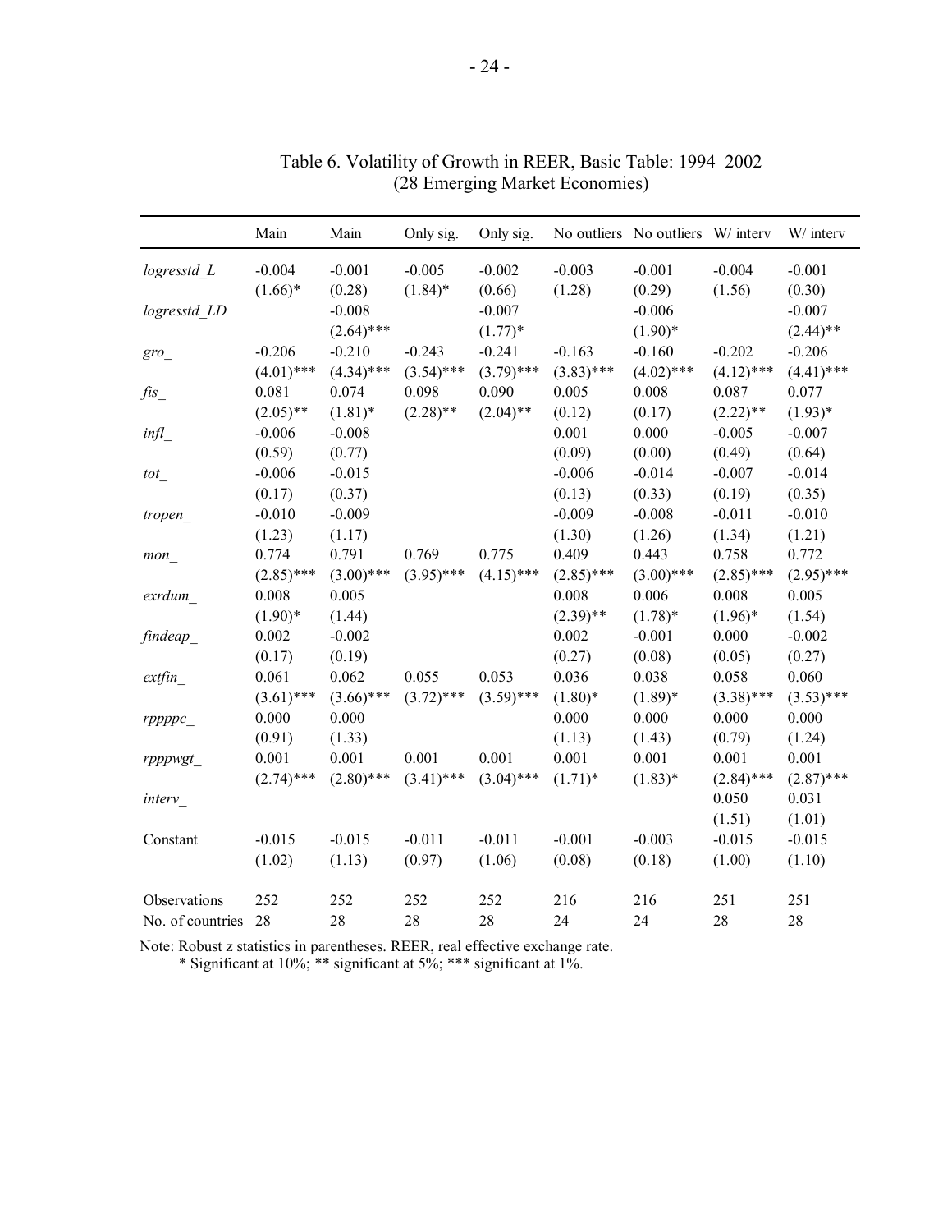Table 6. Volatility of Growth in REER, Basic Table: 1994–2002
(28 Emerging Market Economies)

| | Main | Main | Only sig. | Only sig. | No outliers | No outliers | W/ interv | W/ interv |
|---|---|---|---|---|---|---|---|---|
| *logresstd_L* | -0.004 | -0.001 | -0.005 | -0.002 | -0.003 | -0.001 | -0.004 | -0.001 |
| | (1.66)* | (0.28) | (1.84)* | (0.66) | (1.28) | (0.29) | (1.56) | (0.30) |
| *logresstd_LD* | | -0.008 | | -0.007 | | -0.006 | | -0.007 |
| | | (2.64)*** | | (1.77)* | | (1.90)* | | (2.44)** |
| *gro_* | -0.206 | -0.210 | -0.243 | -0.241 | -0.163 | -0.160 | -0.202 | -0.206 |
| | (4.01)*** | (4.34)*** | (3.54)*** | (3.79)*** | (3.83)*** | (4.02)*** | (4.12)*** | (4.41)*** |
| *fis_* | 0.081 | 0.074 | 0.098 | 0.090 | 0.005 | 0.008 | 0.087 | 0.077 |
| | (2.05)** | (1.81)* | (2.28)** | (2.04)** | (0.12) | (0.17) | (2.22)** | (1.93)* |
| *infl_* | -0.006 | -0.008 | | | 0.001 | 0.000 | -0.005 | -0.007 |
| | (0.59) | (0.77) | | | (0.09) | (0.00) | (0.49) | (0.64) |
| *tot_* | -0.006 | -0.015 | | | -0.006 | -0.014 | -0.007 | -0.014 |
| | (0.17) | (0.37) | | | (0.13) | (0.33) | (0.19) | (0.35) |
| *tropen_* | -0.010 | -0.009 | | | -0.009 | -0.008 | -0.011 | -0.010 |
| | (1.23) | (1.17) | | | (1.30) | (1.26) | (1.34) | (1.21) |
| *mon_* | 0.774 | 0.791 | 0.769 | 0.775 | 0.409 | 0.443 | 0.758 | 0.772 |
| | (2.85)*** | (3.00)*** | (3.95)*** | (4.15)*** | (2.85)*** | (3.00)*** | (2.85)*** | (2.95)*** |
| *exrdum_* | 0.008 | 0.005 | | | 0.008 | 0.006 | 0.008 | 0.005 |
| | (1.90)* | (1.44) | | | (2.39)** | (1.78)* | (1.96)* | (1.54) |
| *findeap_* | 0.002 | -0.002 | | | 0.002 | -0.001 | 0.000 | -0.002 |
| | (0.17) | (0.19) | | | (0.27) | (0.08) | (0.05) | (0.27) |
| *extfin_* | 0.061 | 0.062 | 0.055 | 0.053 | 0.036 | 0.038 | 0.058 | 0.060 |
| | (3.61)*** | (3.66)*** | (3.72)*** | (3.59)*** | (1.80)* | (1.89)* | (3.38)*** | (3.53)*** |
| *rppppc_* | 0.000 | 0.000 | | | 0.000 | 0.000 | 0.000 | 0.000 |
| | (0.91) | (1.33) | | | (1.13) | (1.43) | (0.79) | (1.24) |
| *rpppwgt_* | 0.001 | 0.001 | 0.001 | 0.001 | 0.001 | 0.001 | 0.001 | 0.001 |
| | (2.74)*** | (2.80)*** | (3.41)*** | (3.04)*** | (1.71)* | (1.83)* | (2.84)*** | (2.87)*** |
| *interv_* | | | | | | | 0.050 | 0.031 |
| | | | | | | | (1.51) | (1.01) |
| Constant | -0.015 | -0.015 | -0.011 | -0.011 | -0.001 | -0.003 | -0.015 | -0.015 |
| | (1.02) | (1.13) | (0.97) | (1.06) | (0.08) | (0.18) | (1.00) | (1.10) |
| Observations | 252 | 252 | 252 | 252 | 216 | 216 | 251 | 251 |
| No. of countries | 28 | 28 | 28 | 28 | 24 | 24 | 28 | 28 |

Note: Robust z statistics in parentheses. REER, real effective exchange rate.
* Significant at 10%; ** significant at 5%; *** significant at 1%.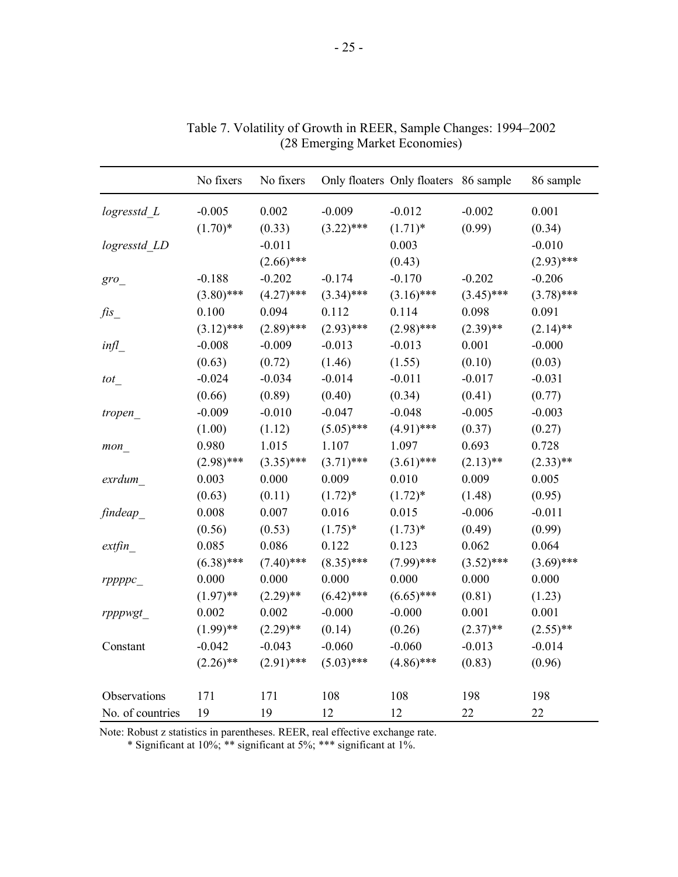Table 7. Volatility of Growth in REER, Sample Changes: 1994–2002
(28 Emerging Market Economies)

| | No fixers | No fixers | Only floaters | Only floaters | 86 sample | 86 sample |
|---|---|---|---|---|---|---|
| *logresstd_L* | -0.005 | 0.002 | -0.009 | -0.012 | -0.002 | 0.001 |
| | (1.70)* | (0.33) | (3.22)*** | (1.71)* | (0.99) | (0.34) |
| *logresstd_LD* | | -0.011 | | 0.003 | | -0.010 |
| | | (2.66)*** | | (0.43) | | (2.93)*** |
| *gro_* | -0.188 | -0.202 | -0.174 | -0.170 | -0.202 | -0.206 |
| | (3.80)*** | (4.27)*** | (3.34)*** | (3.16)*** | (3.45)*** | (3.78)*** |
| *fis_* | 0.100 | 0.094 | 0.112 | 0.114 | 0.098 | 0.091 |
| | (3.12)*** | (2.89)*** | (2.93)*** | (2.98)*** | (2.39)** | (2.14)** |
| *infl_* | -0.008 | -0.009 | -0.013 | -0.013 | 0.001 | -0.000 |
| | (0.63) | (0.72) | (1.46) | (1.55) | (0.10) | (0.03) |
| *tot_* | -0.024 | -0.034 | -0.014 | -0.011 | -0.017 | -0.031 |
| | (0.66) | (0.89) | (0.40) | (0.34) | (0.41) | (0.77) |
| *tropen_* | -0.009 | -0.010 | -0.047 | -0.048 | -0.005 | -0.003 |
| | (1.00) | (1.12) | (5.05)*** | (4.91)*** | (0.37) | (0.27) |
| *mon_* | 0.980 | 1.015 | 1.107 | 1.097 | 0.693 | 0.728 |
| | (2.98)*** | (3.35)*** | (3.71)*** | (3.61)*** | (2.13)** | (2.33)** |
| *exrdum_* | 0.003 | 0.000 | 0.009 | 0.010 | 0.009 | 0.005 |
| | (0.63) | (0.11) | (1.72)* | (1.72)* | (1.48) | (0.95) |
| *findeap_* | 0.008 | 0.007 | 0.016 | 0.015 | -0.006 | -0.011 |
| | (0.56) | (0.53) | (1.75)* | (1.73)* | (0.49) | (0.99) |
| *extfin_* | 0.085 | 0.086 | 0.122 | 0.123 | 0.062 | 0.064 |
| | (6.38)*** | (7.40)*** | (8.35)*** | (7.99)*** | (3.52)*** | (3.69)*** |
| *rppppc_* | 0.000 | 0.000 | 0.000 | 0.000 | 0.000 | 0.000 |
| | (1.97)** | (2.29)** | (6.42)*** | (6.65)*** | (0.81) | (1.23) |
| *rpppwgt_* | 0.002 | 0.002 | -0.000 | -0.000 | 0.001 | 0.001 |
| | (1.99)** | (2.29)** | (0.14) | (0.26) | (2.37)** | (2.55)** |
| Constant | -0.042 | -0.043 | -0.060 | -0.060 | -0.013 | -0.014 |
| | (2.26)** | (2.91)*** | (5.03)*** | (4.86)*** | (0.83) | (0.96) |
| Observations | 171 | 171 | 108 | 108 | 198 | 198 |
| No. of countries | 19 | 19 | 12 | 12 | 22 | 22 |

Note: Robust z statistics in parentheses. REER, real effective exchange rate.
\* Significant at 10%; ** significant at 5%; *** significant at 1%.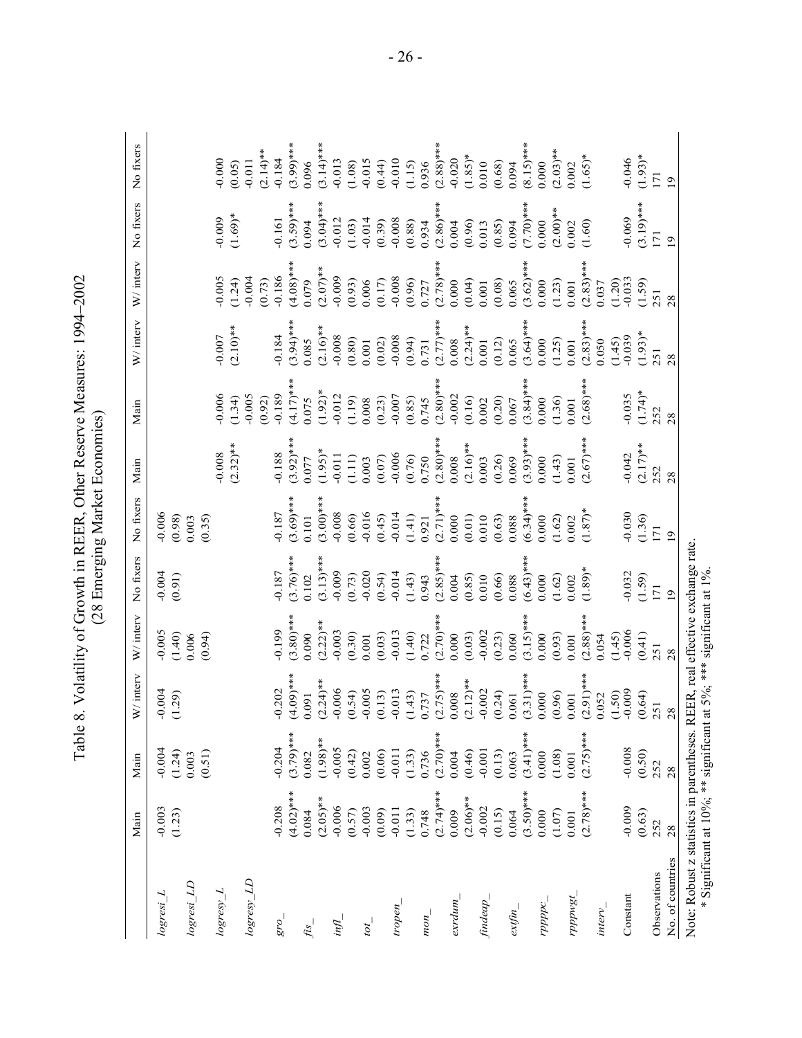Table 8. Volatility of Growth in REER, Other Reserve Measures: 1994–2002
(28 Emerging Market Economies)

| | Main | Main | W/ interv | W/ interv | No fixers | No fixers | Main | Main | W/ interv | W/ interv | No fixers | No fixers |
|---|---|---|---|---|---|---|---|---|---|---|---|---|
| *logresi_L* | -0.003 | -0.004 | -0.004 | -0.005 | -0.004 | -0.006 | | | | | | |
| | (1.23) | (1.24) | (1.29) | (1.40) | (0.91) | (0.98) | | | | | | |
| *logresi_LD* | | 0.003 | | 0.006 | | 0.003 | | | | | | |
| | | (0.51) | | (0.94) | | (0.35) | | | | | | |
| *logresy_L* | | | | | | | -0.008 | -0.006 | -0.007 | -0.005 | -0.009 | -0.000 |
| | | | | | | | (2.32)** | (1.34) | (2.10)** | (1.24) | (1.69)* | (0.05) |
| *logresy_LD* | | | | | | | | -0.005 | | -0.004 | | -0.011 |
| | | | | | | | | (0.92) | | (0.73) | | (2.14)** |
| *gro_* | -0.208 | -0.204 | -0.202 | -0.199 | -0.187 | -0.187 | -0.188 | -0.189 | -0.184 | -0.186 | -0.161 | -0.184 |
| | (4.02)*** | (3.79)*** | (4.09)*** | (3.80)*** | (3.76)*** | (3.69)*** | (3.92)*** | (4.17)*** | (3.94)*** | (4.08)*** | (3.59)*** | (3.99)*** |
| *fis_* | 0.084 | 0.082 | 0.091 | 0.090 | 0.102 | 0.101 | 0.077 | 0.075 | 0.085 | 0.079 | 0.094 | 0.096 |
| | (2.05)** | (1.98)** | (2.24)** | (2.22)** | (3.13)*** | (3.00)*** | (1.95)* | (1.92)* | (2.16)** | (2.07)** | (3.04)*** | (3.14)*** |
| *infl_* | -0.006 | -0.005 | -0.006 | -0.003 | -0.009 | -0.008 | -0.011 | -0.012 | -0.008 | -0.009 | -0.012 | -0.013 |
| | (0.57) | (0.42) | (0.54) | (0.30) | (0.73) | (0.66) | (1.11) | (1.19) | (0.80) | (0.93) | (1.03) | (1.08) |
| *tot_* | -0.003 | 0.002 | -0.005 | 0.001 | -0.020 | -0.016 | 0.003 | 0.008 | 0.001 | 0.006 | -0.014 | -0.015 |
| | (0.09) | (0.06) | (0.13) | (0.03) | (0.54) | (0.45) | (0.07) | (0.23) | (0.02) | (0.17) | (0.39) | (0.44) |
| *tropen_* | -0.011 | -0.011 | -0.013 | -0.013 | -0.014 | -0.014 | -0.006 | -0.007 | -0.008 | -0.008 | -0.008 | -0.010 |
| | (1.33) | (1.33) | (1.43) | (1.40) | (1.43) | (1.41) | (0.76) | (0.85) | (0.94) | (0.96) | (0.88) | (1.15) |
| *mon_* | 0.748 | 0.736 | 0.737 | 0.722 | 0.943 | 0.921 | 0.750 | 0.745 | 0.731 | 0.727 | 0.934 | 0.936 |
| | (2.74)*** | (2.70)*** | (2.75)*** | (2.70)*** | (2.85)*** | (2.71)*** | (2.80)*** | (2.80)*** | (2.77)*** | (2.78)*** | (2.86)*** | (2.88)*** |
| *exrdum_* | 0.009 | 0.004 | 0.008 | 0.000 | 0.004 | 0.000 | 0.008 | -0.002 | 0.008 | 0.000 | 0.004 | -0.020 |
| | (2.06)** | (0.46) | (2.12)** | (0.03) | (0.85) | (0.01) | (2.16)** | (0.16) | (2.24)** | (0.04) | (0.96) | (1.85)* |
| *findeap_* | -0.002 | -0.001 | -0.002 | -0.002 | 0.010 | 0.010 | 0.003 | 0.002 | 0.001 | 0.001 | 0.013 | 0.010 |
| | (0.15) | (0.13) | (0.24) | (0.23) | (0.66) | (0.63) | (0.26) | (0.20) | (0.12) | (0.08) | (0.85) | (0.68) |
| *extfin_* | 0.064 | 0.063 | 0.061 | 0.060 | 0.088 | 0.088 | 0.069 | 0.067 | 0.065 | 0.065 | 0.094 | 0.094 |
| | (3.50)*** | (3.41)*** | (3.31)*** | (3.15)*** | (6.43)*** | (6.34)*** | (3.93)*** | (3.84)*** | (3.64)*** | (3.62)*** | (7.70)*** | (8.15)*** |
| *rppppc_* | 0.000 | 0.000 | 0.000 | 0.000 | 0.000 | 0.000 | 0.000 | 0.000 | 0.000 | 0.000 | 0.000 | 0.000 |
| | (1.07) | (1.08) | (0.96) | (0.93) | (1.62) | (1.62) | (1.43) | (1.36) | (1.25) | (1.23) | (2.00)** | (2.03)** |
| *rpppwgt_* | 0.001 | 0.001 | 0.001 | 0.001 | 0.002 | 0.002 | 0.001 | 0.001 | 0.001 | 0.001 | 0.002 | 0.002 |
| | (2.78)*** | (2.75)*** | (2.91)*** | (2.88)*** | (1.89)* | (1.87)* | (2.67)*** | (2.68)*** | (2.83)*** | (2.83)*** | (1.60) | (1.65)* |
| *interv_* | | | 0.052 | 0.054 | | | | | 0.050 | 0.037 | | |
| | | | (1.50) | (1.45) | | | | | (1.45) | (1.20) | | |
| Constant | -0.009 | -0.008 | -0.009 | -0.006 | -0.032 | -0.030 | -0.042 | -0.035 | -0.039 | -0.033 | -0.069 | -0.046 |
| | (0.63) | (0.50) | (0.64) | (0.41) | (1.59) | (1.36) | (2.17)** | (1.74)* | (1.93)* | (1.59) | (3.19)*** | (1.93)* |
| Observations | 252 | 252 | 251 | 251 | 171 | 171 | 252 | 252 | 251 | 251 | 171 | 171 |
| No. of countries | 28 | 28 | 28 | 28 | 19 | 19 | 28 | 28 | 28 | 28 | 19 | 19 |

Note: Robust z statistics in parentheses. REER, real effective exchange rate.
\* Significant at 10%; ** significant at 5%; *** significant at 1%.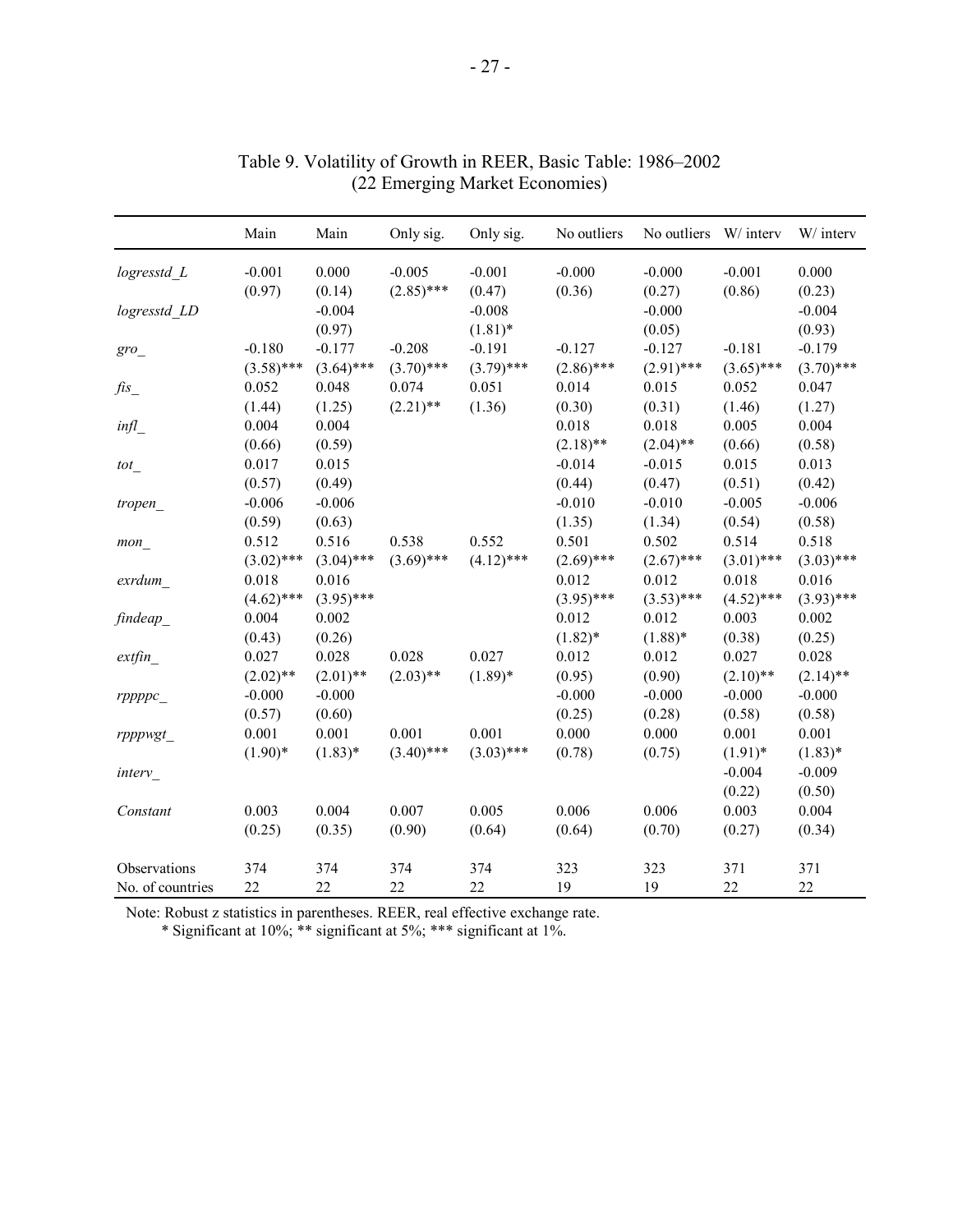Table 9. Volatility of Growth in REER, Basic Table: 1986–2002
(22 Emerging Market Economies)

| | Main | Main | Only sig. | Only sig. | No outliers | No outliers | W/ interv | W/ interv |
|---|---|---|---|---|---|---|---|---|
| *logresstd_L* | -0.001 | 0.000 | -0.005 | -0.001 | -0.000 | -0.000 | -0.001 | 0.000 |
| | (0.97) | (0.14) | (2.85)*** | (0.47) | (0.36) | (0.27) | (0.86) | (0.23) |
| *logresstd_LD* | | -0.004 | | -0.008 | | -0.000 | | -0.004 |
| | | (0.97) | | (1.81)* | | (0.05) | | (0.93) |
| *gro_* | -0.180 | -0.177 | -0.208 | -0.191 | -0.127 | -0.127 | -0.181 | -0.179 |
| | (3.58)*** | (3.64)*** | (3.70)*** | (3.79)*** | (2.86)*** | (2.91)*** | (3.65)*** | (3.70)*** |
| *fis_* | 0.052 | 0.048 | 0.074 | 0.051 | 0.014 | 0.015 | 0.052 | 0.047 |
| | (1.44) | (1.25) | (2.21)** | (1.36) | (0.30) | (0.31) | (1.46) | (1.27) |
| *infl_* | 0.004 | 0.004 | | | 0.018 | 0.018 | 0.005 | 0.004 |
| | (0.66) | (0.59) | | | (2.18)** | (2.04)** | (0.66) | (0.58) |
| *tot_* | 0.017 | 0.015 | | | -0.014 | -0.015 | 0.015 | 0.013 |
| | (0.57) | (0.49) | | | (0.44) | (0.47) | (0.51) | (0.42) |
| *tropen_* | -0.006 | -0.006 | | | -0.010 | -0.010 | -0.005 | -0.006 |
| | (0.59) | (0.63) | | | (1.35) | (1.34) | (0.54) | (0.58) |
| *mon_* | 0.512 | 0.516 | 0.538 | 0.552 | 0.501 | 0.502 | 0.514 | 0.518 |
| | (3.02)*** | (3.04)*** | (3.69)*** | (4.12)*** | (2.69)*** | (2.67)*** | (3.01)*** | (3.03)*** |
| *exrdum_* | 0.018 | 0.016 | | | 0.012 | 0.012 | 0.018 | 0.016 |
| | (4.62)*** | (3.95)*** | | | (3.95)*** | (3.53)*** | (4.52)*** | (3.93)*** |
| *findeap_* | 0.004 | 0.002 | | | 0.012 | 0.012 | 0.003 | 0.002 |
| | (0.43) | (0.26) | | | (1.82)* | (1.88)* | (0.38) | (0.25) |
| *extfin_* | 0.027 | 0.028 | 0.028 | 0.027 | 0.012 | 0.012 | 0.027 | 0.028 |
| | (2.02)** | (2.01)** | (2.03)** | (1.89)* | (0.95) | (0.90) | (2.10)** | (2.14)** |
| *rppppc_* | -0.000 | -0.000 | | | -0.000 | -0.000 | -0.000 | -0.000 |
| | (0.57) | (0.60) | | | (0.25) | (0.28) | (0.58) | (0.58) |
| *rpppwgt_* | 0.001 | 0.001 | 0.001 | 0.001 | 0.000 | 0.000 | 0.001 | 0.001 |
| | (1.90)* | (1.83)* | (3.40)*** | (3.03)*** | (0.78) | (0.75) | (1.91)* | (1.83)* |
| *interv_* | | | | | | | -0.004 | -0.009 |
| | | | | | | | (0.22) | (0.50) |
| *Constant* | 0.003 | 0.004 | 0.007 | 0.005 | 0.006 | 0.006 | 0.003 | 0.004 |
| | (0.25) | (0.35) | (0.90) | (0.64) | (0.64) | (0.70) | (0.27) | (0.34) |
| Observations | 374 | 374 | 374 | 374 | 323 | 323 | 371 | 371 |
| No. of countries | 22 | 22 | 22 | 22 | 19 | 19 | 22 | 22 |

Note: Robust z statistics in parentheses. REER, real effective exchange rate.
\* Significant at 10%; ** significant at 5%; *** significant at 1%.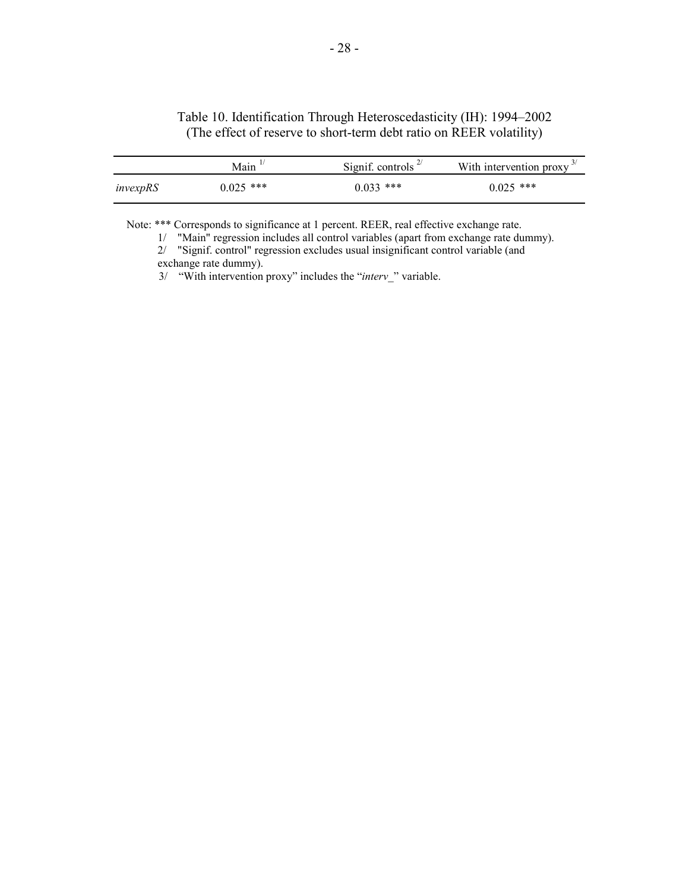Table 10. Identification Through Heteroscedasticity (IH): 1994–2002
(The effect of reserve to short-term debt ratio on REER volatility)

| | Main [1/] | Signif. controls [2/] | With intervention proxy [3/] |
|---|---|---|---|
| *invexpRS* | 0.025 *** | 0.033 *** | 0.025 *** |

Note: *** Corresponds to significance at 1 percent. REER, real effective exchange rate.

1/ "Main" regression includes all control variables (apart from exchange rate dummy).

2/ "Signif. control" regression excludes usual insignificant control variable (and exchange rate dummy).

3/ "With intervention proxy" includes the "*interv_*" variable.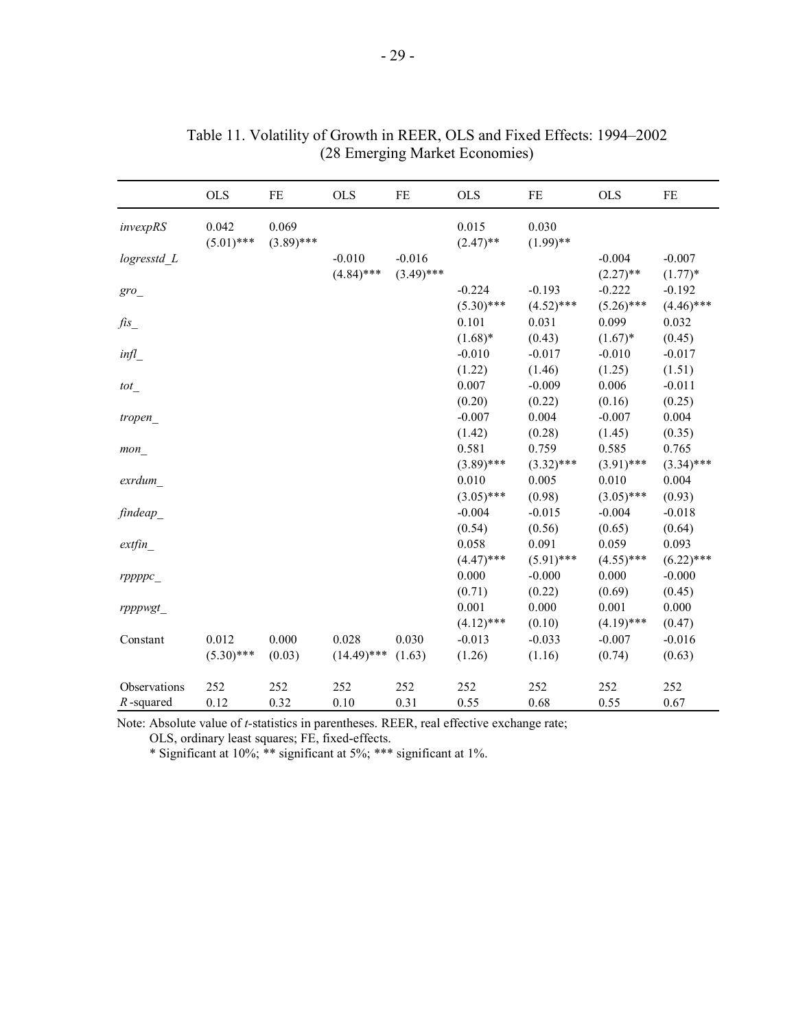Table 11. Volatility of Growth in REER, OLS and Fixed Effects: 1994–2002
(28 Emerging Market Economies)

| | OLS | FE | OLS | FE | OLS | FE | OLS | FE |
|---|---|---|---|---|---|---|---|---|
| *invexpRS* | 0.042 | 0.069 | | | 0.015 | 0.030 | | |
| | (5.01)*** | (3.89)*** | | | (2.47)** | (1.99)** | | |
| *logresstd_L* | | | -0.010 | -0.016 | | | -0.004 | -0.007 |
| | | | (4.84)*** | (3.49)*** | | | (2.27)** | (1.77)* |
| *gro_* | | | | | -0.224 | -0.193 | -0.222 | -0.192 |
| | | | | | (5.30)*** | (4.52)*** | (5.26)*** | (4.46)*** |
| *fis_* | | | | | 0.101 | 0.031 | 0.099 | 0.032 |
| | | | | | (1.68)* | (0.43) | (1.67)* | (0.45) |
| *infl_* | | | | | -0.010 | -0.017 | -0.010 | -0.017 |
| | | | | | (1.22) | (1.46) | (1.25) | (1.51) |
| *tot_* | | | | | 0.007 | -0.009 | 0.006 | -0.011 |
| | | | | | (0.20) | (0.22) | (0.16) | (0.25) |
| *tropen_* | | | | | -0.007 | 0.004 | -0.007 | 0.004 |
| | | | | | (1.42) | (0.28) | (1.45) | (0.35) |
| *mon_* | | | | | 0.581 | 0.759 | 0.585 | 0.765 |
| | | | | | (3.89)*** | (3.32)*** | (3.91)*** | (3.34)*** |
| *exrdum_* | | | | | 0.010 | 0.005 | 0.010 | 0.004 |
| | | | | | (3.05)*** | (0.98) | (3.05)*** | (0.93) |
| *findeap_* | | | | | -0.004 | -0.015 | -0.004 | -0.018 |
| | | | | | (0.54) | (0.56) | (0.65) | (0.64) |
| *extfin_* | | | | | 0.058 | 0.091 | 0.059 | 0.093 |
| | | | | | (4.47)*** | (5.91)*** | (4.55)*** | (6.22)*** |
| *rppppc_* | | | | | 0.000 | -0.000 | 0.000 | -0.000 |
| | | | | | (0.71) | (0.22) | (0.69) | (0.45) |
| *rpppwgt_* | | | | | 0.001 | 0.000 | 0.001 | 0.000 |
| | | | | | (4.12)*** | (0.10) | (4.19)*** | (0.47) |
| Constant | 0.012 | 0.000 | 0.028 | 0.030 | -0.013 | -0.033 | -0.007 | -0.016 |
| | (5.30)*** | (0.03) | (14.49)*** | (1.63) | (1.26) | (1.16) | (0.74) | (0.63) |
| Observations | 252 | 252 | 252 | 252 | 252 | 252 | 252 | 252 |
| $R$-squared | 0.12 | 0.32 | 0.10 | 0.31 | 0.55 | 0.68 | 0.55 | 0.67 |

Note: Absolute value of *t*-statistics in parentheses. REER, real effective exchange rate; OLS, ordinary least squares; FE, fixed-effects.
\* Significant at 10%; ** significant at 5%; *** significant at 1%.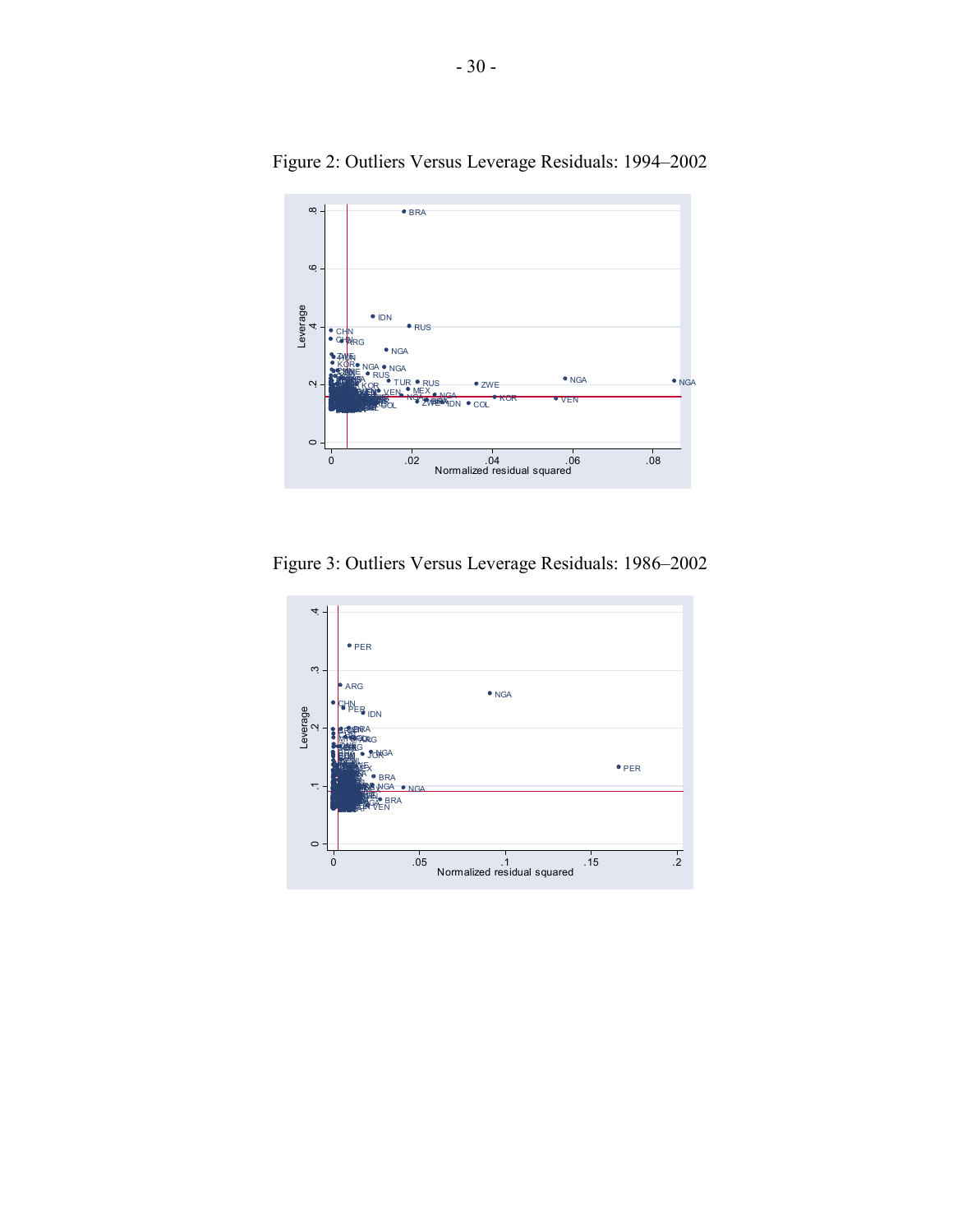Figure 2: Outliers Versus Leverage Residuals: 1994–2002

Figure 3: Outliers Versus Leverage Residuals: 1986–2002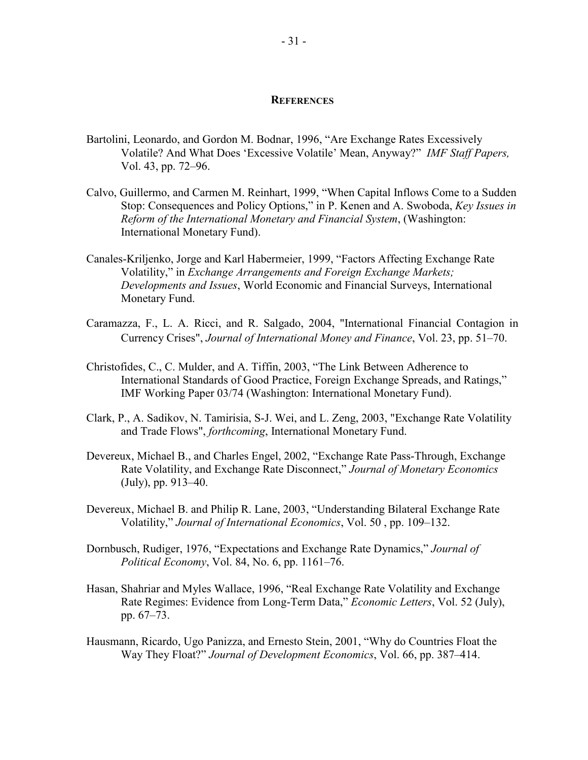## References

Bartolini, Leonardo, and Gordon M. Bodnar, 1996, "Are Exchange Rates Excessively Volatile? And What Does 'Excessive Volatile' Mean, Anyway?" *IMF Staff Papers,* Vol. 43, pp. 72–96.

Calvo, Guillermo, and Carmen M. Reinhart, 1999, "When Capital Inflows Come to a Sudden Stop: Consequences and Policy Options," in P. Kenen and A. Swoboda, *Key Issues in Reform of the International Monetary and Financial System*, (Washington: International Monetary Fund).

Canales-Kriljenko, Jorge and Karl Habermeier, 1999, "Factors Affecting Exchange Rate Volatility," in *Exchange Arrangements and Foreign Exchange Markets; Developments and Issues*, World Economic and Financial Surveys, International Monetary Fund.

Caramazza, F., L. A. Ricci, and R. Salgado, 2004, "International Financial Contagion in Currency Crises", *Journal of International Money and Finance*, Vol. 23, pp. 51–70.

Christofides, C., C. Mulder, and A. Tiffin, 2003, "The Link Between Adherence to International Standards of Good Practice, Foreign Exchange Spreads, and Ratings," IMF Working Paper 03/74 (Washington: International Monetary Fund).

Clark, P., A. Sadikov, N. Tamirisia, S-J. Wei, and L. Zeng, 2003, "Exchange Rate Volatility and Trade Flows", *forthcoming*, International Monetary Fund.

Devereux, Michael B., and Charles Engel, 2002, "Exchange Rate Pass-Through, Exchange Rate Volatility, and Exchange Rate Disconnect," *Journal of Monetary Economics* (July), pp. 913–40.

Devereux, Michael B. and Philip R. Lane, 2003, "Understanding Bilateral Exchange Rate Volatility," *Journal of International Economics*, Vol. 50 , pp. 109–132.

Dornbusch, Rudiger, 1976, "Expectations and Exchange Rate Dynamics," *Journal of Political Economy*, Vol. 84, No. 6, pp. 1161–76.

Hasan, Shahriar and Myles Wallace, 1996, "Real Exchange Rate Volatility and Exchange Rate Regimes: Evidence from Long-Term Data," *Economic Letters*, Vol. 52 (July), pp. 67–73.

Hausmann, Ricardo, Ugo Panizza, and Ernesto Stein, 2001, "Why do Countries Float the Way They Float?" *Journal of Development Economics*, Vol. 66, pp. 387–414.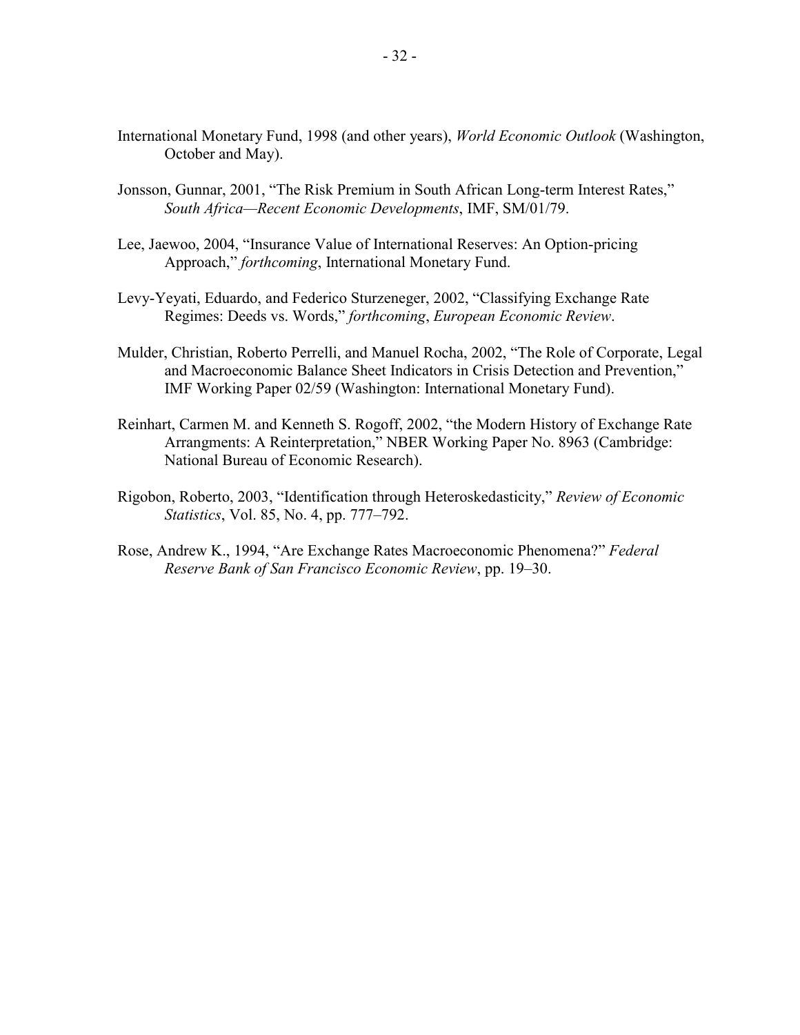International Monetary Fund, 1998 (and other years), *World Economic Outlook* (Washington, October and May).

Jonsson, Gunnar, 2001, "The Risk Premium in South African Long-term Interest Rates," *South Africa—Recent Economic Developments*, IMF, SM/01/79.

Lee, Jaewoo, 2004, "Insurance Value of International Reserves: An Option-pricing Approach," *forthcoming*, International Monetary Fund.

Levy-Yeyati, Eduardo, and Federico Sturzeneger, 2002, "Classifying Exchange Rate Regimes: Deeds vs. Words," *forthcoming*, *European Economic Review*.

Mulder, Christian, Roberto Perrelli, and Manuel Rocha, 2002, "The Role of Corporate, Legal and Macroeconomic Balance Sheet Indicators in Crisis Detection and Prevention," IMF Working Paper 02/59 (Washington: International Monetary Fund).

Reinhart, Carmen M. and Kenneth S. Rogoff, 2002, "the Modern History of Exchange Rate Arrangments: A Reinterpretation," NBER Working Paper No. 8963 (Cambridge: National Bureau of Economic Research).

Rigobon, Roberto, 2003, "Identification through Heteroskedasticity," *Review of Economic Statistics*, Vol. 85, No. 4, pp. 777–792.

Rose, Andrew K., 1994, "Are Exchange Rates Macroeconomic Phenomena?" *Federal Reserve Bank of San Francisco Economic Review*, pp. 19–30.